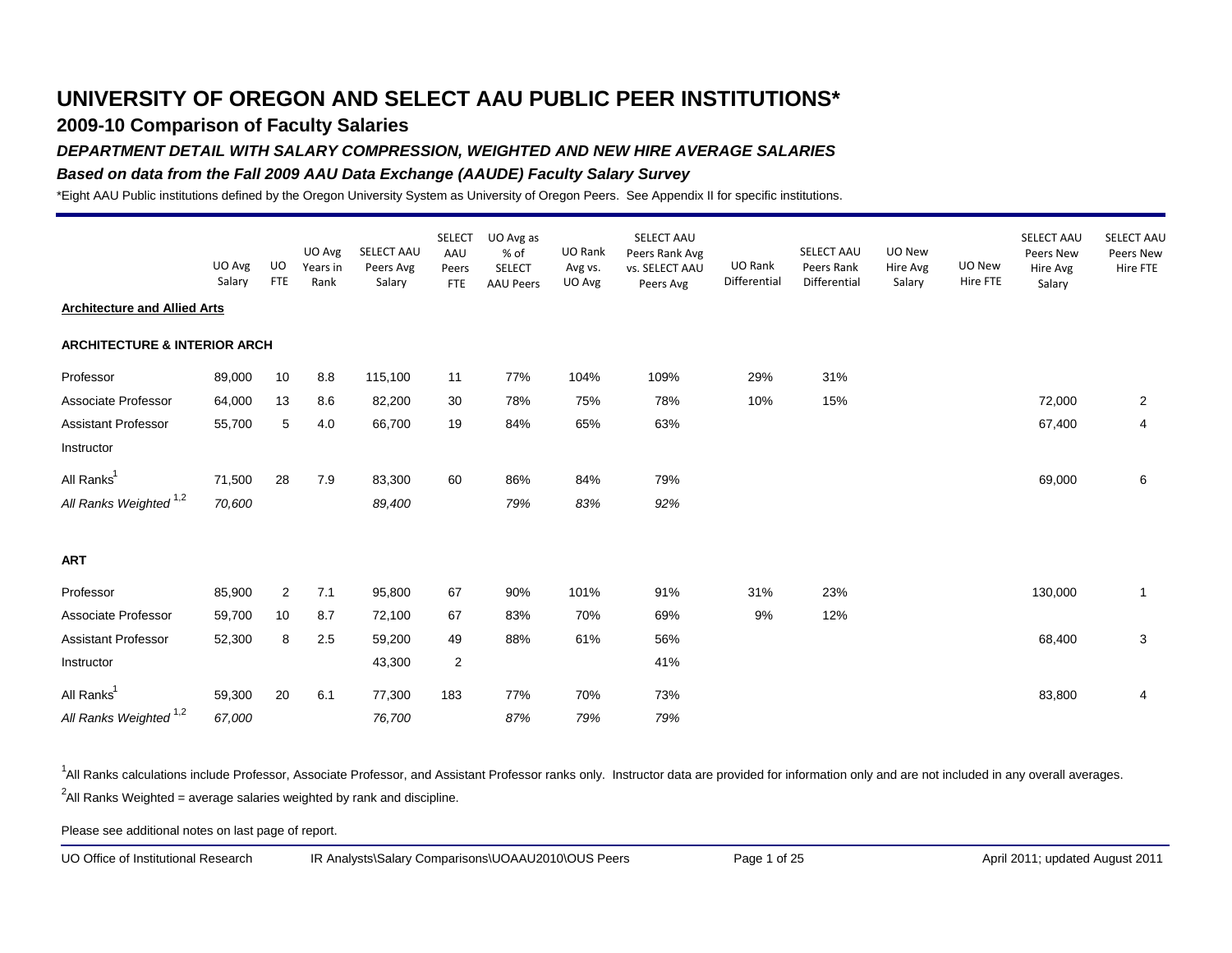# UNIVERSITY OF OREGON AND SELECT AAU PUBLIC PEER INSTITUTIONS*

## 2009-10 Comparison of Faculty Salaries

### *DEPARTMENT DETAIL WITH SALARY COMPRESSION, WEIGHTED AND NEW HIRE AVERAGE SALARIES*

### *Based on data from the Fall 2009 AAU Data Exchange (AAUDE) Faculty Salary Survey*

*Eight AAU Public institutions defined by the Oregon University System as University of Oregon Peers. See Appendix II for specific institutions.

| | UO Avg Salary | UO FTE | UO Avg Years in Rank | SELECT AAU Peers Avg Salary | SELECT AAU Peers FTE | UO Avg as % of SELECT AAU Peers | UO Rank Avg vs. UO Avg | SELECT AAU Peers Rank Avg vs. SELECT AAU Peers Avg | UO Rank Differential | SELECT AAU Peers Rank Differential | UO New Hire Avg Salary | UO New Hire FTE | SELECT AAU Peers New Hire Avg Salary | SELECT AAU Peers New Hire FTE |
|---|---|---|---|---|---|---|---|---|---|---|---|---|---|---|
| **Architecture and Allied Arts** | | | | | | | | | | | | | | |
| **ARCHITECTURE & INTERIOR ARCH** | | | | | | | | | | | | | | |
| Professor | 89,000 | 10 | 8.8 | 115,100 | 11 | 77% | 104% | 109% | 29% | 31% | | | | |
| Associate Professor | 64,000 | 13 | 8.6 | 82,200 | 30 | 78% | 75% | 78% | 10% | 15% | | | 72,000 | 2 |
| Assistant Professor | 55,700 | 5 | 4.0 | 66,700 | 19 | 84% | 65% | 63% | | | | | 67,400 | 4 |
| Instructor | | | | | | | | | | | | | | |
| All Ranks[1] | 71,500 | 28 | 7.9 | 83,300 | 60 | 86% | 84% | 79% | | | | | 69,000 | 6 |
| *All Ranks Weighted [1,2]* | *70,600* | | | *89,400* | | *79%* | *83%* | *92%* | | | | | | |
| **ART** | | | | | | | | | | | | | | |
| Professor | 85,900 | 2 | 7.1 | 95,800 | 67 | 90% | 101% | 91% | 31% | 23% | | | 130,000 | 1 |
| Associate Professor | 59,700 | 10 | 8.7 | 72,100 | 67 | 83% | 70% | 69% | 9% | 12% | | | | |
| Assistant Professor | 52,300 | 8 | 2.5 | 59,200 | 49 | 88% | 61% | 56% | | | | | 68,400 | 3 |
| Instructor | | | | 43,300 | 2 | | | 41% | | | | | | |
| All Ranks[1] | 59,300 | 20 | 6.1 | 77,300 | 183 | 77% | 70% | 73% | | | | | 83,800 | 4 |
| *All Ranks Weighted [1,2]* | *67,000* | | | *76,700* | | *87%* | *79%* | *79%* | | | | | | |

[1]All Ranks calculations include Professor, Associate Professor, and Assistant Professor ranks only. Instructor data are provided for information only and are not included in any overall averages.

[2]All Ranks Weighted = average salaries weighted by rank and discipline.

Please see additional notes on last page of report.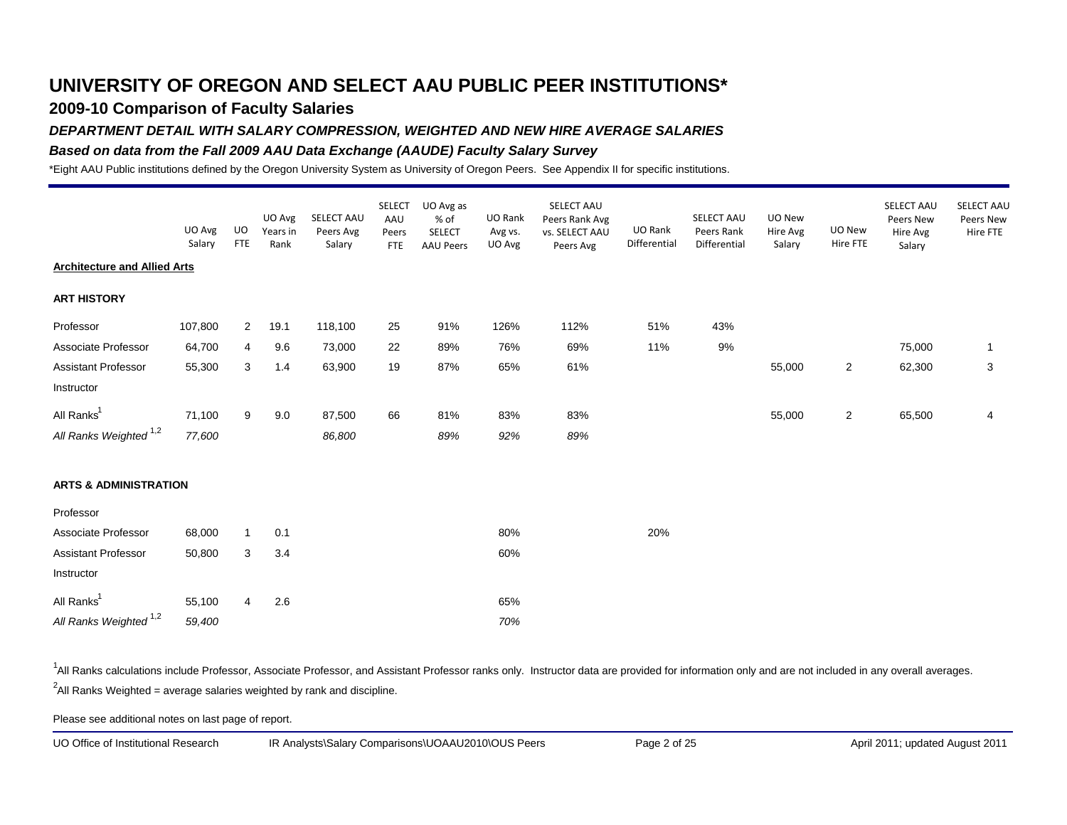# UNIVERSITY OF OREGON AND SELECT AAU PUBLIC PEER INSTITUTIONS*

## 2009-10 Comparison of Faculty Salaries

### *DEPARTMENT DETAIL WITH SALARY COMPRESSION, WEIGHTED AND NEW HIRE AVERAGE SALARIES*

### *Based on data from the Fall 2009 AAU Data Exchange (AAUDE) Faculty Salary Survey*

*Eight AAU Public institutions defined by the Oregon University System as University of Oregon Peers. See Appendix II for specific institutions.

| | UO Avg Salary | UO FTE | UO Avg Years in Rank | SELECT AAU Peers Avg Salary | SELECT AAU Peers FTE | UO Avg as % of SELECT AAU Peers | UO Rank Avg vs. UO Avg | SELECT AAU Peers Rank Avg vs. SELECT AAU Peers Avg | UO Rank Differential | SELECT AAU Peers Rank Differential | UO New Hire Avg Salary | UO New Hire FTE | SELECT AAU Peers New Hire Avg Salary | SELECT AAU Peers New Hire FTE |
|---|---|---|---|---|---|---|---|---|---|---|---|---|---|---|
| **Architecture and Allied Arts** | | | | | | | | | | | | | | |
| **ART HISTORY** | | | | | | | | | | | | | | |
| Professor | 107,800 | 2 | 19.1 | 118,100 | 25 | 91% | 126% | 112% | 51% | 43% | | | | |
| Associate Professor | 64,700 | 4 | 9.6 | 73,000 | 22 | 89% | 76% | 69% | 11% | 9% | | | 75,000 | 1 |
| Assistant Professor | 55,300 | 3 | 1.4 | 63,900 | 19 | 87% | 65% | 61% | | | 55,000 | 2 | 62,300 | 3 |
| Instructor | | | | | | | | | | | | | | |
| All Ranks[1] | 71,100 | 9 | 9.0 | 87,500 | 66 | 81% | 83% | 83% | | | 55,000 | 2 | 65,500 | 4 |
| *All Ranks Weighted [1,2]* | *77,600* | | | *86,800* | | *89%* | *92%* | *89%* | | | | | | |
| **ARTS & ADMINISTRATION** | | | | | | | | | | | | | | |
| Professor | | | | | | | | | | | | | | |
| Associate Professor | 68,000 | 1 | 0.1 | | | | 80% | | 20% | | | | | |
| Assistant Professor | 50,800 | 3 | 3.4 | | | | 60% | | | | | | | |
| Instructor | | | | | | | | | | | | | | |
| All Ranks[1] | 55,100 | 4 | 2.6 | | | | 65% | | | | | | | |
| *All Ranks Weighted [1,2]* | *59,400* | | | | | | *70%* | | | | | | | |

[1]All Ranks calculations include Professor, Associate Professor, and Assistant Professor ranks only. Instructor data are provided for information only and are not included in any overall averages.

[2]All Ranks Weighted = average salaries weighted by rank and discipline.

Please see additional notes on last page of report.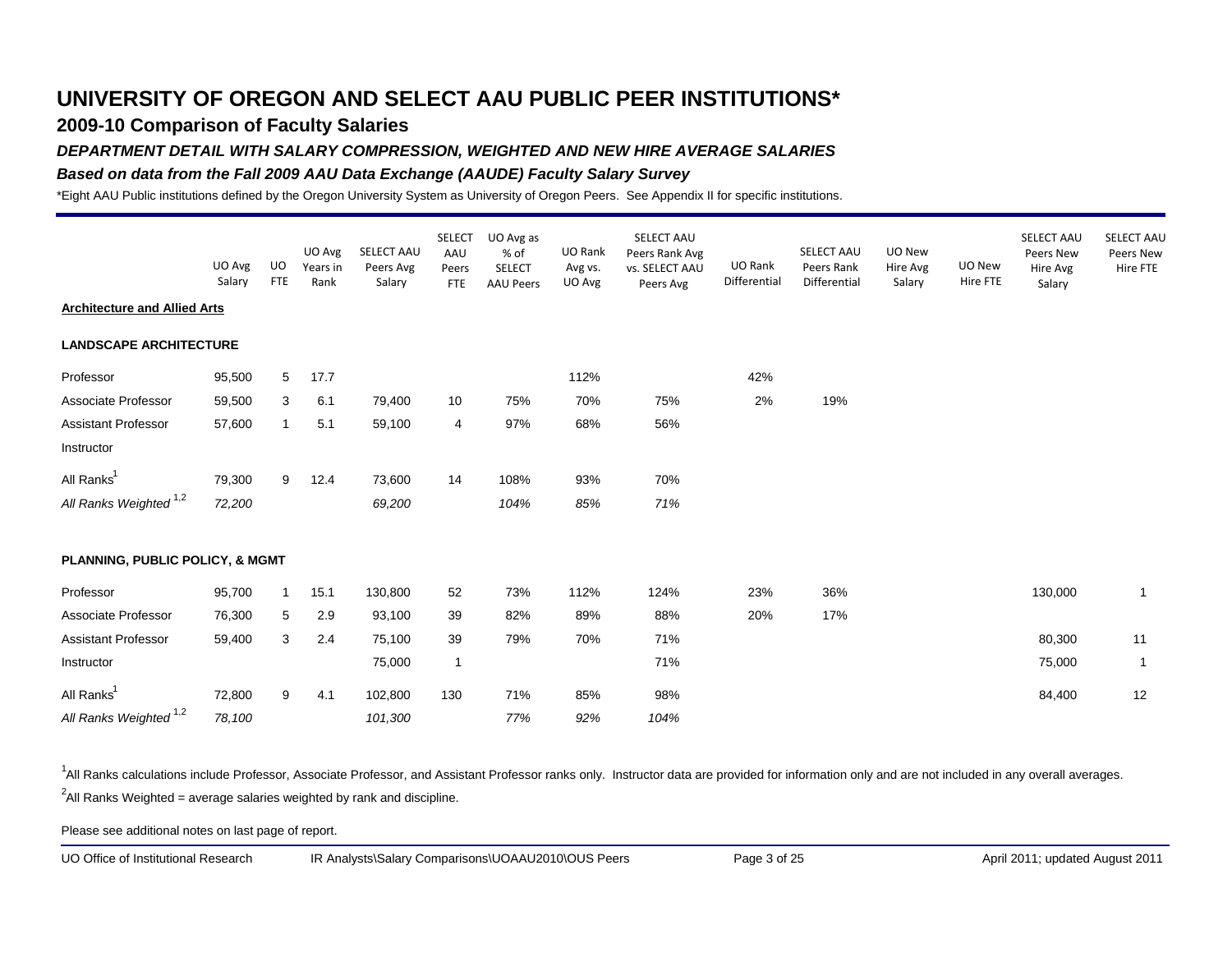# UNIVERSITY OF OREGON AND SELECT AAU PUBLIC PEER INSTITUTIONS*

## 2009-10 Comparison of Faculty Salaries

### *DEPARTMENT DETAIL WITH SALARY COMPRESSION, WEIGHTED AND NEW HIRE AVERAGE SALARIES*

### *Based on data from the Fall 2009 AAU Data Exchange (AAUDE) Faculty Salary Survey*

*Eight AAU Public institutions defined by the Oregon University System as University of Oregon Peers. See Appendix II for specific institutions.

| | UO Avg Salary | UO FTE | UO Avg Years in Rank | SELECT AAU Peers Avg Salary | SELECT AAU Peers FTE | UO Avg as % of SELECT AAU Peers | UO Rank Avg vs. UO Avg | SELECT AAU Peers Rank Avg vs. SELECT AAU Peers Avg | UO Rank Differential | SELECT AAU Peers Rank Differential | UO New Hire Avg Salary | UO New Hire FTE | SELECT AAU Peers New Hire Avg Salary | SELECT AAU Peers New Hire FTE |
|---|---|---|---|---|---|---|---|---|---|---|---|---|---|---|
| **Architecture and Allied Arts** | | | | | | | | | | | | | | |
| **LANDSCAPE ARCHITECTURE** | | | | | | | | | | | | | | |
| Professor | 95,500 | 5 | 17.7 | | | | 112% | | 42% | | | | | |
| Associate Professor | 59,500 | 3 | 6.1 | 79,400 | 10 | 75% | 70% | 75% | 2% | 19% | | | | |
| Assistant Professor | 57,600 | 1 | 5.1 | 59,100 | 4 | 97% | 68% | 56% | | | | | | |
| Instructor | | | | | | | | | | | | | | |
| All Ranks[1] | 79,300 | 9 | 12.4 | 73,600 | 14 | 108% | 93% | 70% | | | | | | |
| *All Ranks Weighted [1,2]* | *72,200* | | | *69,200* | | *104%* | *85%* | *71%* | | | | | | |
| **PLANNING, PUBLIC POLICY, & MGMT** | | | | | | | | | | | | | | |
| Professor | 95,700 | 1 | 15.1 | 130,800 | 52 | 73% | 112% | 124% | 23% | 36% | | | 130,000 | 1 |
| Associate Professor | 76,300 | 5 | 2.9 | 93,100 | 39 | 82% | 89% | 88% | 20% | 17% | | | | |
| Assistant Professor | 59,400 | 3 | 2.4 | 75,100 | 39 | 79% | 70% | 71% | | | | | 80,300 | 11 |
| Instructor | | | | 75,000 | 1 | | | 71% | | | | | 75,000 | 1 |
| All Ranks[1] | 72,800 | 9 | 4.1 | 102,800 | 130 | 71% | 85% | 98% | | | | | 84,400 | 12 |
| *All Ranks Weighted [1,2]* | *78,100* | | | *101,300* | | *77%* | *92%* | *104%* | | | | | | |

[1]All Ranks calculations include Professor, Associate Professor, and Assistant Professor ranks only. Instructor data are provided for information only and are not included in any overall averages.

[2]All Ranks Weighted = average salaries weighted by rank and discipline.

Please see additional notes on last page of report.

UO Office of Institutional Research — IR Analysts\Salary Comparisons\UOAAU2010\OUS Peers — April 2011; updated August 2011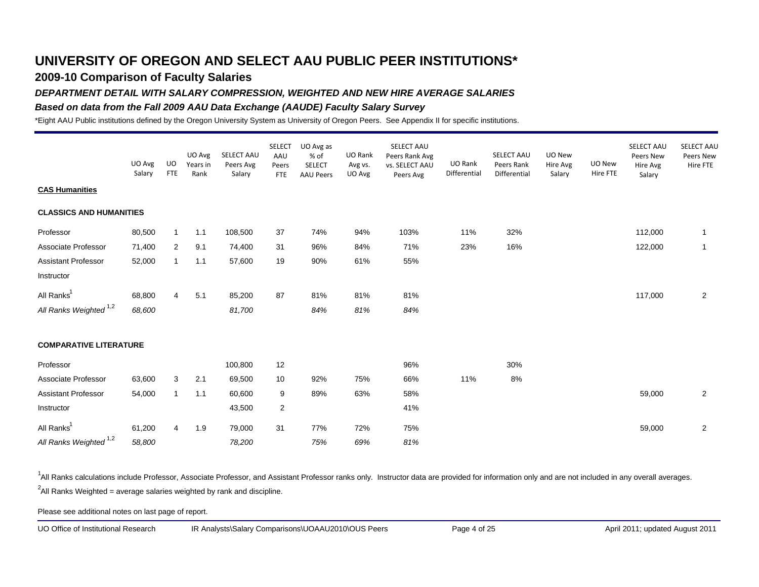# UNIVERSITY OF OREGON AND SELECT AAU PUBLIC PEER INSTITUTIONS*

## 2009-10 Comparison of Faculty Salaries

### *DEPARTMENT DETAIL WITH SALARY COMPRESSION, WEIGHTED AND NEW HIRE AVERAGE SALARIES*

### *Based on data from the Fall 2009 AAU Data Exchange (AAUDE) Faculty Salary Survey*

*Eight AAU Public institutions defined by the Oregon University System as University of Oregon Peers. See Appendix II for specific institutions.

| | UO Avg Salary | UO FTE | UO Avg Years in Rank | SELECT AAU Peers Avg Salary | SELECT AAU Peers FTE | UO Avg as % of SELECT AAU Peers | UO Rank Avg vs. UO Avg | SELECT AAU Peers Rank Avg vs. SELECT AAU Peers Avg | UO Rank Differential | SELECT AAU Peers Rank Differential | UO New Hire Avg Salary | UO New Hire FTE | SELECT AAU Peers New Hire Avg Salary | SELECT AAU Peers New Hire FTE |
|---|---|---|---|---|---|---|---|---|---|---|---|---|---|---|
| **CAS Humanities** | | | | | | | | | | | | | | |
| **CLASSICS AND HUMANITIES** | | | | | | | | | | | | | | |
| Professor | 80,500 | 1 | 1.1 | 108,500 | 37 | 74% | 94% | 103% | 11% | 32% | | | 112,000 | 1 |
| Associate Professor | 71,400 | 2 | 9.1 | 74,400 | 31 | 96% | 84% | 71% | 23% | 16% | | | 122,000 | 1 |
| Assistant Professor | 52,000 | 1 | 1.1 | 57,600 | 19 | 90% | 61% | 55% | | | | | | |
| Instructor | | | | | | | | | | | | | | |
| All Ranks[1] | 68,800 | 4 | 5.1 | 85,200 | 87 | 81% | 81% | 81% | | | | | 117,000 | 2 |
| *All Ranks Weighted [1,2]* | *68,600* | | | *81,700* | | *84%* | *81%* | *84%* | | | | | | |
| **COMPARATIVE LITERATURE** | | | | | | | | | | | | | | |
| Professor | | | | 100,800 | 12 | | | 96% | | 30% | | | | |
| Associate Professor | 63,600 | 3 | 2.1 | 69,500 | 10 | 92% | 75% | 66% | 11% | 8% | | | | |
| Assistant Professor | 54,000 | 1 | 1.1 | 60,600 | 9 | 89% | 63% | 58% | | | | | 59,000 | 2 |
| Instructor | | | | 43,500 | 2 | | | 41% | | | | | | |
| All Ranks[1] | 61,200 | 4 | 1.9 | 79,000 | 31 | 77% | 72% | 75% | | | | | 59,000 | 2 |
| *All Ranks Weighted [1,2]* | *58,800* | | | *78,200* | | *75%* | *69%* | *81%* | | | | | | |

[1]All Ranks calculations include Professor, Associate Professor, and Assistant Professor ranks only. Instructor data are provided for information only and are not included in any overall averages.

[2]All Ranks Weighted = average salaries weighted by rank and discipline.

Please see additional notes on last page of report.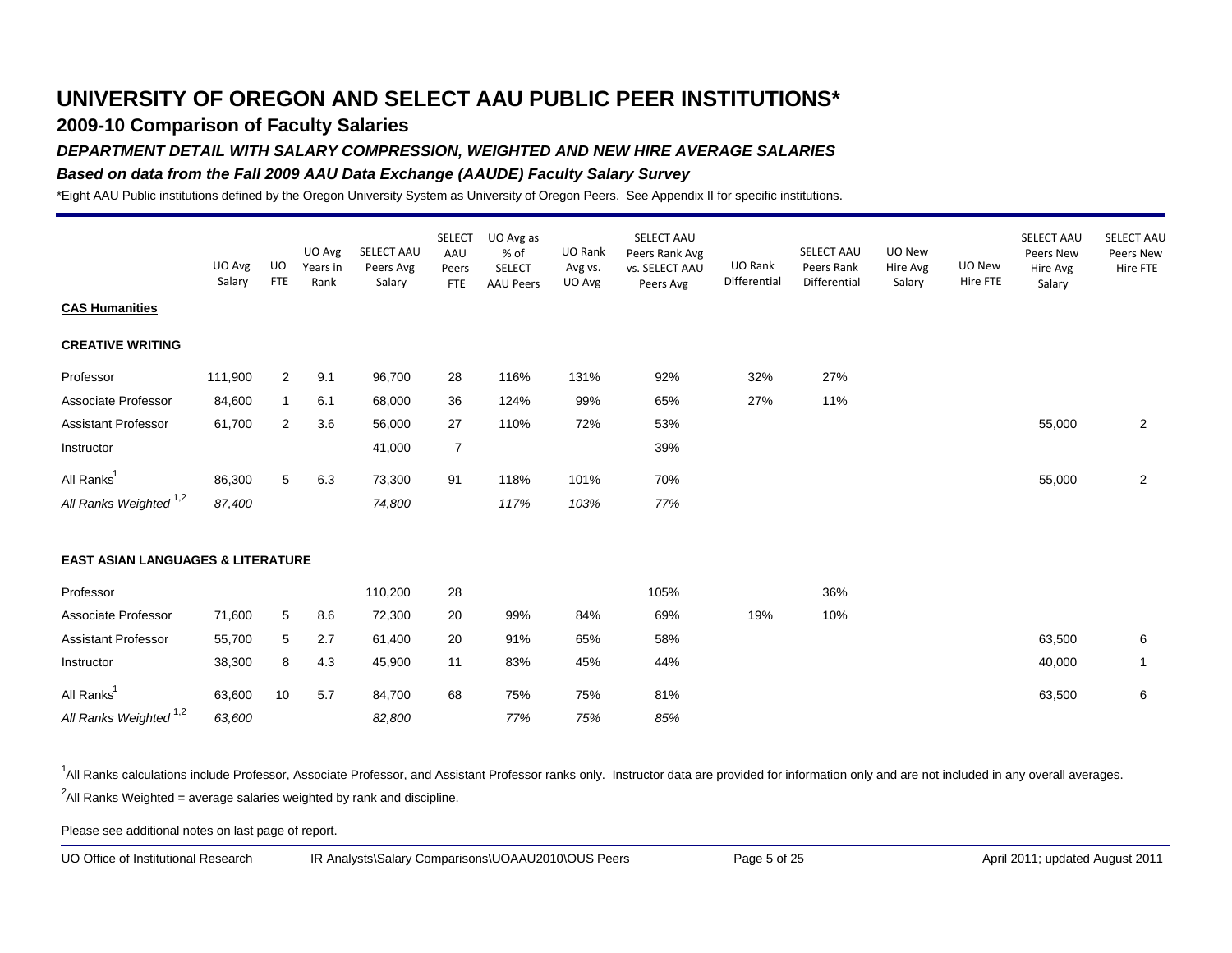# UNIVERSITY OF OREGON AND SELECT AAU PUBLIC PEER INSTITUTIONS*

## 2009-10 Comparison of Faculty Salaries

### *DEPARTMENT DETAIL WITH SALARY COMPRESSION, WEIGHTED AND NEW HIRE AVERAGE SALARIES*

### *Based on data from the Fall 2009 AAU Data Exchange (AAUDE) Faculty Salary Survey*

*Eight AAU Public institutions defined by the Oregon University System as University of Oregon Peers. See Appendix II for specific institutions.

| | UO Avg Salary | UO FTE | UO Avg Years in Rank | SELECT AAU Peers Avg Salary | SELECT AAU Peers FTE | UO Avg as % of SELECT AAU Peers | UO Rank Avg vs. UO Avg | SELECT AAU Peers Rank Avg vs. SELECT AAU Peers Avg | UO Rank Differential | SELECT AAU Peers Rank Differential | UO New Hire Avg Salary | UO New Hire FTE | SELECT AAU Peers New Hire Avg Salary | SELECT AAU Peers New Hire FTE |
|---|---|---|---|---|---|---|---|---|---|---|---|---|---|---|
| **CAS Humanities** | | | | | | | | | | | | | | |
| **CREATIVE WRITING** | | | | | | | | | | | | | | |
| Professor | 111,900 | 2 | 9.1 | 96,700 | 28 | 116% | 131% | 92% | 32% | 27% | | | | |
| Associate Professor | 84,600 | 1 | 6.1 | 68,000 | 36 | 124% | 99% | 65% | 27% | 11% | | | | |
| Assistant Professor | 61,700 | 2 | 3.6 | 56,000 | 27 | 110% | 72% | 53% | | | | | 55,000 | 2 |
| Instructor | | | | 41,000 | 7 | | | 39% | | | | | | |
| All Ranks[1] | 86,300 | 5 | 6.3 | 73,300 | 91 | 118% | 101% | 70% | | | | | 55,000 | 2 |
| *All Ranks Weighted [1,2]* | *87,400* | | | *74,800* | | *117%* | *103%* | *77%* | | | | | | |
| **EAST ASIAN LANGUAGES & LITERATURE** | | | | | | | | | | | | | | |
| Professor | | | | 110,200 | 28 | | | 105% | | 36% | | | | |
| Associate Professor | 71,600 | 5 | 8.6 | 72,300 | 20 | 99% | 84% | 69% | 19% | 10% | | | | |
| Assistant Professor | 55,700 | 5 | 2.7 | 61,400 | 20 | 91% | 65% | 58% | | | | | 63,500 | 6 |
| Instructor | 38,300 | 8 | 4.3 | 45,900 | 11 | 83% | 45% | 44% | | | | | 40,000 | 1 |
| All Ranks[1] | 63,600 | 10 | 5.7 | 84,700 | 68 | 75% | 75% | 81% | | | | | 63,500 | 6 |
| *All Ranks Weighted [1,2]* | *63,600* | | | *82,800* | | *77%* | *75%* | *85%* | | | | | | |

[1]All Ranks calculations include Professor, Associate Professor, and Assistant Professor ranks only. Instructor data are provided for information only and are not included in any overall averages.

[2]All Ranks Weighted = average salaries weighted by rank and discipline.

Please see additional notes on last page of report.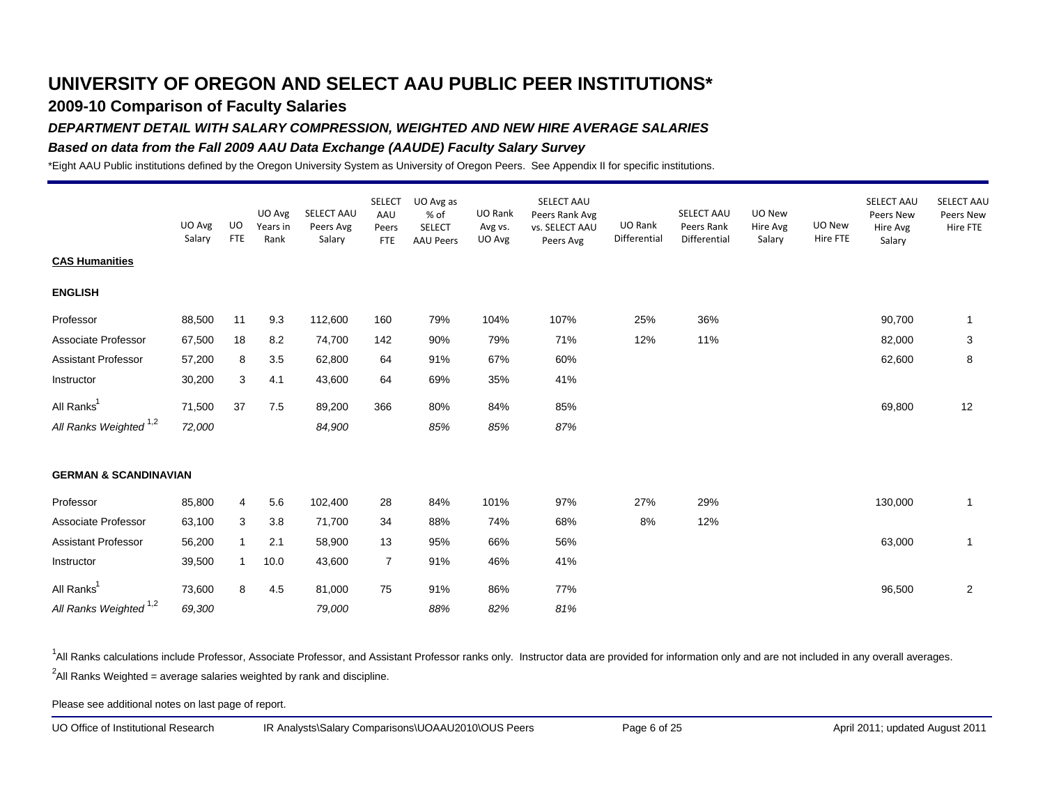# UNIVERSITY OF OREGON AND SELECT AAU PUBLIC PEER INSTITUTIONS*

## 2009-10 Comparison of Faculty Salaries

### *DEPARTMENT DETAIL WITH SALARY COMPRESSION, WEIGHTED AND NEW HIRE AVERAGE SALARIES*

### *Based on data from the Fall 2009 AAU Data Exchange (AAUDE) Faculty Salary Survey*

*Eight AAU Public institutions defined by the Oregon University System as University of Oregon Peers. See Appendix II for specific institutions.

| | UO Avg Salary | UO FTE | UO Avg Years in Rank | SELECT AAU Peers Avg Salary | SELECT AAU Peers FTE | UO Avg as % of SELECT AAU Peers | UO Rank Avg vs. UO Avg | SELECT AAU Peers Rank Avg vs. SELECT AAU Peers Avg | UO Rank Differential | SELECT AAU Peers Rank Differential | UO New Hire Avg Salary | UO New Hire FTE | SELECT AAU Peers New Hire Avg Salary | SELECT AAU Peers New Hire FTE |
|---|---|---|---|---|---|---|---|---|---|---|---|---|---|---|
| **CAS Humanities** | | | | | | | | | | | | | | |
| **ENGLISH** | | | | | | | | | | | | | | |
| Professor | 88,500 | 11 | 9.3 | 112,600 | 160 | 79% | 104% | 107% | 25% | 36% | | | 90,700 | 1 |
| Associate Professor | 67,500 | 18 | 8.2 | 74,700 | 142 | 90% | 79% | 71% | 12% | 11% | | | 82,000 | 3 |
| Assistant Professor | 57,200 | 8 | 3.5 | 62,800 | 64 | 91% | 67% | 60% | | | | | 62,600 | 8 |
| Instructor | 30,200 | 3 | 4.1 | 43,600 | 64 | 69% | 35% | 41% | | | | | | |
| All Ranks[1] | 71,500 | 37 | 7.5 | 89,200 | 366 | 80% | 84% | 85% | | | | | 69,800 | 12 |
| *All Ranks Weighted [1,2]* | *72,000* | | | *84,900* | | *85%* | *85%* | *87%* | | | | | | |
| **GERMAN & SCANDINAVIAN** | | | | | | | | | | | | | | |
| Professor | 85,800 | 4 | 5.6 | 102,400 | 28 | 84% | 101% | 97% | 27% | 29% | | | 130,000 | 1 |
| Associate Professor | 63,100 | 3 | 3.8 | 71,700 | 34 | 88% | 74% | 68% | 8% | 12% | | | | |
| Assistant Professor | 56,200 | 1 | 2.1 | 58,900 | 13 | 95% | 66% | 56% | | | | | 63,000 | 1 |
| Instructor | 39,500 | 1 | 10.0 | 43,600 | 7 | 91% | 46% | 41% | | | | | | |
| All Ranks[1] | 73,600 | 8 | 4.5 | 81,000 | 75 | 91% | 86% | 77% | | | | | 96,500 | 2 |
| *All Ranks Weighted [1,2]* | *69,300* | | | *79,000* | | *88%* | *82%* | *81%* | | | | | | |

[1]All Ranks calculations include Professor, Associate Professor, and Assistant Professor ranks only. Instructor data are provided for information only and are not included in any overall averages.

[2]All Ranks Weighted = average salaries weighted by rank and discipline.

Please see additional notes on last page of report.

UO Office of Institutional Research     IR Analysts\Salary Comparisons\UOAAU2010\OUS Peers     April 2011; updated August 2011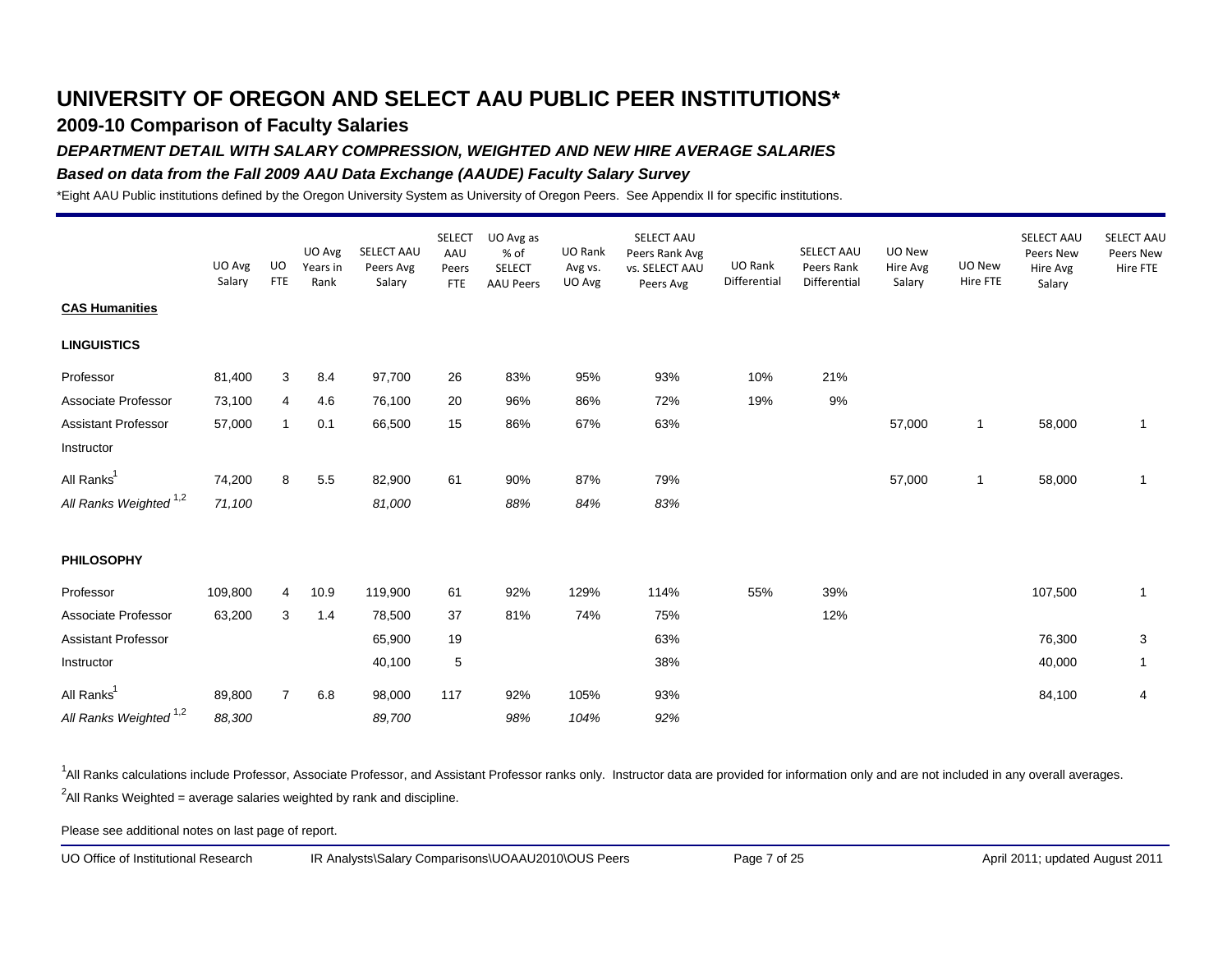# UNIVERSITY OF OREGON AND SELECT AAU PUBLIC PEER INSTITUTIONS*

## 2009-10 Comparison of Faculty Salaries

### *DEPARTMENT DETAIL WITH SALARY COMPRESSION, WEIGHTED AND NEW HIRE AVERAGE SALARIES*

### *Based on data from the Fall 2009 AAU Data Exchange (AAUDE) Faculty Salary Survey*

*Eight AAU Public institutions defined by the Oregon University System as University of Oregon Peers. See Appendix II for specific institutions.

| | UO Avg Salary | UO FTE | UO Avg Years in Rank | SELECT AAU Peers Avg Salary | SELECT AAU Peers FTE | UO Avg as % of SELECT AAU Peers | UO Rank Avg vs. UO Avg | SELECT AAU Peers Rank Avg vs. SELECT AAU Peers Avg | UO Rank Differential | SELECT AAU Peers Rank Differential | UO New Hire Avg Salary | UO New Hire FTE | SELECT AAU Peers New Hire Avg Salary | SELECT AAU Peers New Hire FTE |
|---|---|---|---|---|---|---|---|---|---|---|---|---|---|---|
| **CAS Humanities** | | | | | | | | | | | | | | |
| **LINGUISTICS** | | | | | | | | | | | | | | |
| Professor | 81,400 | 3 | 8.4 | 97,700 | 26 | 83% | 95% | 93% | 10% | 21% | | | | |
| Associate Professor | 73,100 | 4 | 4.6 | 76,100 | 20 | 96% | 86% | 72% | 19% | 9% | | | | |
| Assistant Professor | 57,000 | 1 | 0.1 | 66,500 | 15 | 86% | 67% | 63% | | | 57,000 | 1 | 58,000 | 1 |
| Instructor | | | | | | | | | | | | | | |
| All Ranks[1] | 74,200 | 8 | 5.5 | 82,900 | 61 | 90% | 87% | 79% | | | 57,000 | 1 | 58,000 | 1 |
| *All Ranks Weighted [1,2]* | *71,100* | | | *81,000* | | *88%* | *84%* | *83%* | | | | | | |
| **PHILOSOPHY** | | | | | | | | | | | | | | |
| Professor | 109,800 | 4 | 10.9 | 119,900 | 61 | 92% | 129% | 114% | 55% | 39% | | | 107,500 | 1 |
| Associate Professor | 63,200 | 3 | 1.4 | 78,500 | 37 | 81% | 74% | 75% | | 12% | | | | |
| Assistant Professor | | | | 65,900 | 19 | | | 63% | | | | | 76,300 | 3 |
| Instructor | | | | 40,100 | 5 | | | 38% | | | | | 40,000 | 1 |
| All Ranks[1] | 89,800 | 7 | 6.8 | 98,000 | 117 | 92% | 105% | 93% | | | | | 84,100 | 4 |
| *All Ranks Weighted [1,2]* | *88,300* | | | *89,700* | | *98%* | *104%* | *92%* | | | | | | |

[1]All Ranks calculations include Professor, Associate Professor, and Assistant Professor ranks only. Instructor data are provided for information only and are not included in any overall averages.

[2]All Ranks Weighted = average salaries weighted by rank and discipline.

Please see additional notes on last page of report.

UO Office of Institutional Research IR Analysts\Salary Comparisons\UOAAU2010\OUS Peers April 2011; updated August 2011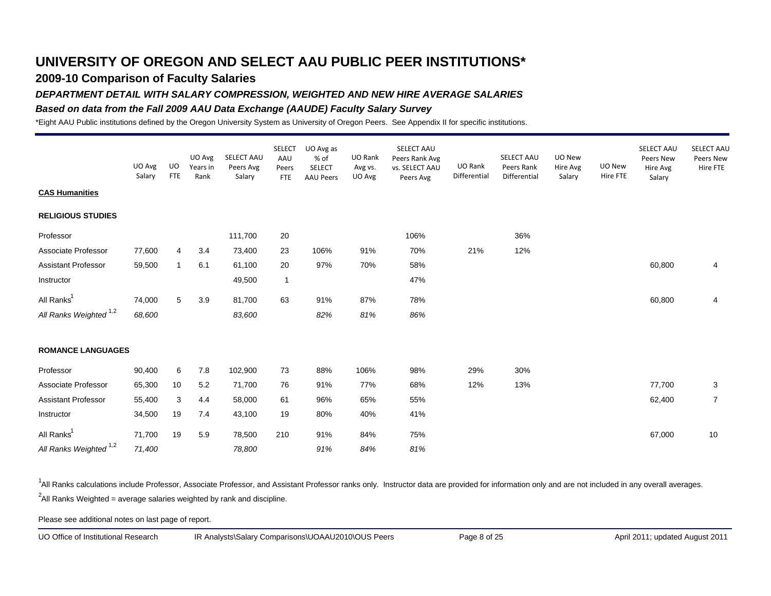# UNIVERSITY OF OREGON AND SELECT AAU PUBLIC PEER INSTITUTIONS*

## 2009-10 Comparison of Faculty Salaries

### *DEPARTMENT DETAIL WITH SALARY COMPRESSION, WEIGHTED AND NEW HIRE AVERAGE SALARIES*

### *Based on data from the Fall 2009 AAU Data Exchange (AAUDE) Faculty Salary Survey*

*Eight AAU Public institutions defined by the Oregon University System as University of Oregon Peers. See Appendix II for specific institutions.

| | UO Avg Salary | UO FTE | UO Avg Years in Rank | SELECT AAU Peers Avg Salary | SELECT AAU Peers FTE | UO Avg as % of SELECT AAU Peers | UO Rank Avg vs. UO Avg | SELECT AAU Peers Rank Avg vs. SELECT AAU Peers Avg | UO Rank Differential | SELECT AAU Peers Rank Differential | UO New Hire Avg Salary | UO New Hire FTE | SELECT AAU Peers New Hire Avg Salary | SELECT AAU Peers New Hire FTE |
|---|---|---|---|---|---|---|---|---|---|---|---|---|---|---|
| **CAS Humanities** | | | | | | | | | | | | | | |
| **RELIGIOUS STUDIES** | | | | | | | | | | | | | | |
| Professor | | | | 111,700 | 20 | | | 106% | | 36% | | | | |
| Associate Professor | 77,600 | 4 | 3.4 | 73,400 | 23 | 106% | 91% | 70% | 21% | 12% | | | | |
| Assistant Professor | 59,500 | 1 | 6.1 | 61,100 | 20 | 97% | 70% | 58% | | | | | 60,800 | 4 |
| Instructor | | | | 49,500 | 1 | | | 47% | | | | | | |
| All Ranks[1] | 74,000 | 5 | 3.9 | 81,700 | 63 | 91% | 87% | 78% | | | | | 60,800 | 4 |
| *All Ranks Weighted [1,2]* | *68,600* | | | *83,600* | | *82%* | *81%* | *86%* | | | | | | |
| **ROMANCE LANGUAGES** | | | | | | | | | | | | | | |
| Professor | 90,400 | 6 | 7.8 | 102,900 | 73 | 88% | 106% | 98% | 29% | 30% | | | | |
| Associate Professor | 65,300 | 10 | 5.2 | 71,700 | 76 | 91% | 77% | 68% | 12% | 13% | | | 77,700 | 3 |
| Assistant Professor | 55,400 | 3 | 4.4 | 58,000 | 61 | 96% | 65% | 55% | | | | | 62,400 | 7 |
| Instructor | 34,500 | 19 | 7.4 | 43,100 | 19 | 80% | 40% | 41% | | | | | | |
| All Ranks[1] | 71,700 | 19 | 5.9 | 78,500 | 210 | 91% | 84% | 75% | | | | | 67,000 | 10 |
| *All Ranks Weighted [1,2]* | *71,400* | | | *78,800* | | *91%* | *84%* | *81%* | | | | | | |

[1]All Ranks calculations include Professor, Associate Professor, and Assistant Professor ranks only. Instructor data are provided for information only and are not included in any overall averages.

[2]All Ranks Weighted = average salaries weighted by rank and discipline.

Please see additional notes on last page of report.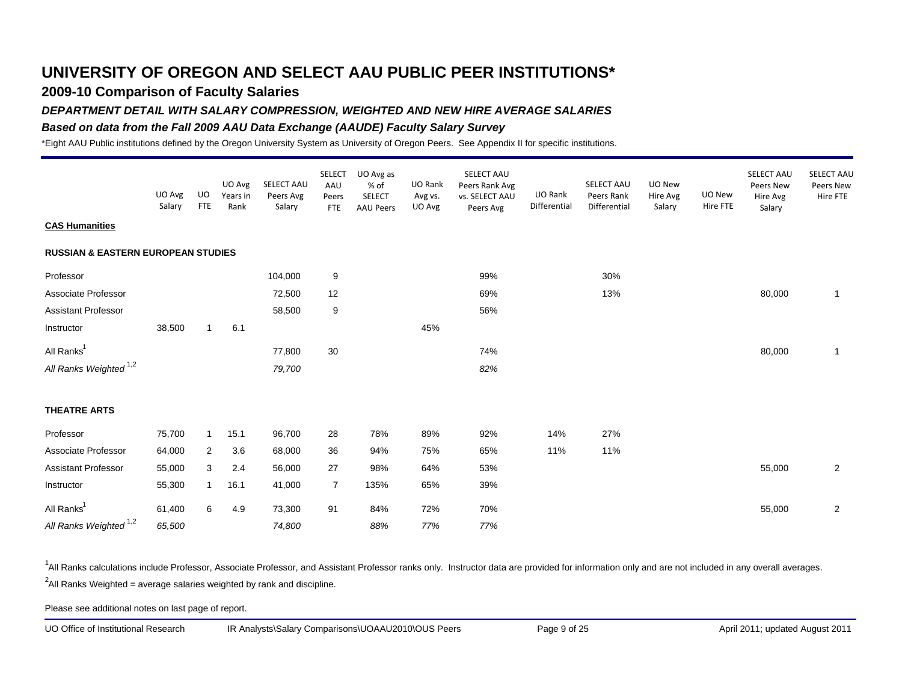# UNIVERSITY OF OREGON AND SELECT AAU PUBLIC PEER INSTITUTIONS*

## 2009-10 Comparison of Faculty Salaries

### *DEPARTMENT DETAIL WITH SALARY COMPRESSION, WEIGHTED AND NEW HIRE AVERAGE SALARIES*

### *Based on data from the Fall 2009 AAU Data Exchange (AAUDE) Faculty Salary Survey*

*Eight AAU Public institutions defined by the Oregon University System as University of Oregon Peers. See Appendix II for specific institutions.

| | UO Avg Salary | UO FTE | UO Avg Years in Rank | SELECT AAU Peers Avg Salary | SELECT AAU Peers FTE | UO Avg as % of SELECT AAU Peers | UO Rank Avg vs. UO Avg | SELECT AAU Peers Rank Avg vs. SELECT AAU Peers Avg | UO Rank Differential | SELECT AAU Peers Rank Differential | UO New Hire Avg Salary | UO New Hire FTE | SELECT AAU Peers New Hire Avg Salary | SELECT AAU Peers New Hire FTE |
|---|---|---|---|---|---|---|---|---|---|---|---|---|---|---|
| **CAS Humanities** | | | | | | | | | | | | | | |
| **RUSSIAN & EASTERN EUROPEAN STUDIES** | | | | | | | | | | | | | | |
| Professor | | | | 104,000 | 9 | | | 99% | | 30% | | | | |
| Associate Professor | | | | 72,500 | 12 | | | 69% | | 13% | | | 80,000 | 1 |
| Assistant Professor | | | | 58,500 | 9 | | | 56% | | | | | | |
| Instructor | 38,500 | 1 | 6.1 | | | | 45% | | | | | | | |
| All Ranks[1] | | | | 77,800 | 30 | | | 74% | | | | | 80,000 | 1 |
| *All Ranks Weighted [1,2]* | | | | *79,700* | | | | *82%* | | | | | | |
| **THEATRE ARTS** | | | | | | | | | | | | | | |
| Professor | 75,700 | 1 | 15.1 | 96,700 | 28 | 78% | 89% | 92% | 14% | 27% | | | | |
| Associate Professor | 64,000 | 2 | 3.6 | 68,000 | 36 | 94% | 75% | 65% | 11% | 11% | | | | |
| Assistant Professor | 55,000 | 3 | 2.4 | 56,000 | 27 | 98% | 64% | 53% | | | | | 55,000 | 2 |
| Instructor | 55,300 | 1 | 16.1 | 41,000 | 7 | 135% | 65% | 39% | | | | | | |
| All Ranks[1] | 61,400 | 6 | 4.9 | 73,300 | 91 | 84% | 72% | 70% | | | | | 55,000 | 2 |
| *All Ranks Weighted [1,2]* | *65,500* | | | *74,800* | | *88%* | *77%* | *77%* | | | | | | |

[1]All Ranks calculations include Professor, Associate Professor, and Assistant Professor ranks only. Instructor data are provided for information only and are not included in any overall averages.

[2]All Ranks Weighted = average salaries weighted by rank and discipline.

Please see additional notes on last page of report.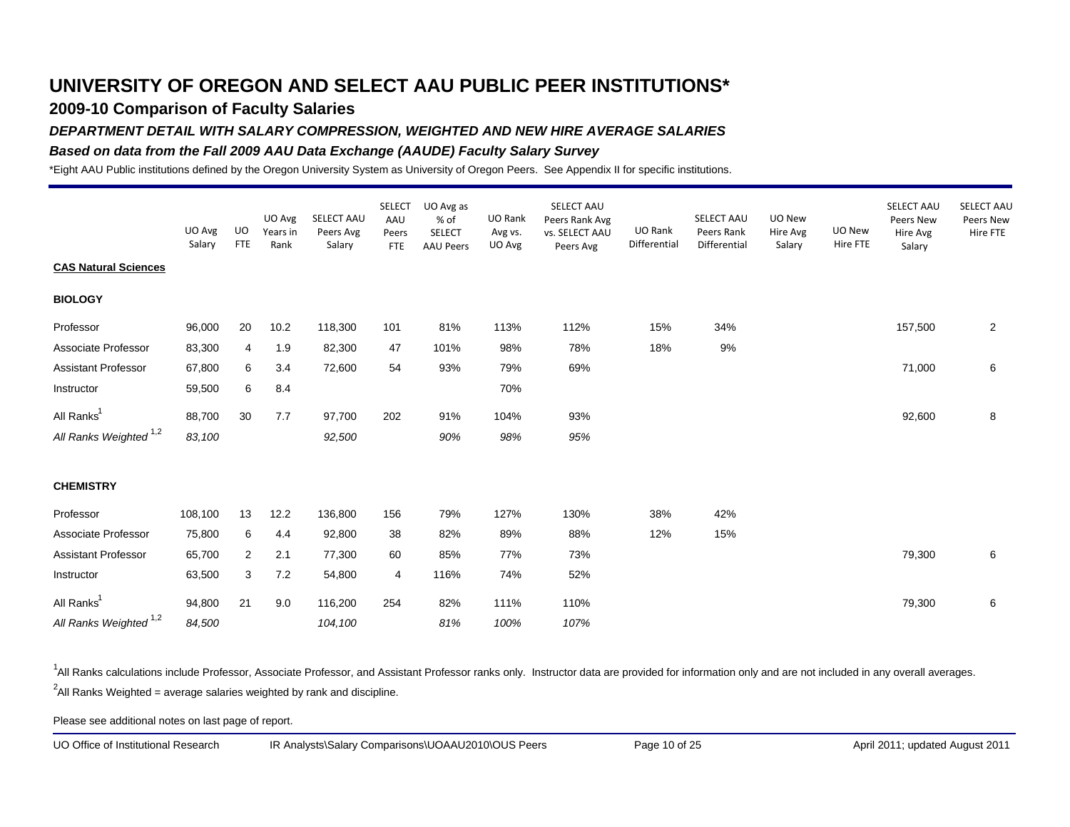# UNIVERSITY OF OREGON AND SELECT AAU PUBLIC PEER INSTITUTIONS*

## 2009-10 Comparison of Faculty Salaries

### *DEPARTMENT DETAIL WITH SALARY COMPRESSION, WEIGHTED AND NEW HIRE AVERAGE SALARIES*

### *Based on data from the Fall 2009 AAU Data Exchange (AAUDE) Faculty Salary Survey*

*Eight AAU Public institutions defined by the Oregon University System as University of Oregon Peers. See Appendix II for specific institutions.

| | UO Avg Salary | UO FTE | UO Avg Years in Rank | SELECT AAU Peers Avg Salary | SELECT AAU Peers FTE | UO Avg as % of SELECT AAU Peers | UO Rank Avg vs. UO Avg | SELECT AAU Peers Rank Avg vs. SELECT AAU Peers Avg | UO Rank Differential | SELECT AAU Peers Rank Differential | UO New Hire Avg Salary | UO New Hire FTE | SELECT AAU Peers New Hire Avg Salary | SELECT AAU Peers New Hire FTE |
|---|---|---|---|---|---|---|---|---|---|---|---|---|---|---|
| **CAS Natural Sciences** | | | | | | | | | | | | | | |
| **BIOLOGY** | | | | | | | | | | | | | | |
| Professor | 96,000 | 20 | 10.2 | 118,300 | 101 | 81% | 113% | 112% | 15% | 34% | | | 157,500 | 2 |
| Associate Professor | 83,300 | 4 | 1.9 | 82,300 | 47 | 101% | 98% | 78% | 18% | 9% | | | | |
| Assistant Professor | 67,800 | 6 | 3.4 | 72,600 | 54 | 93% | 79% | 69% | | | | | 71,000 | 6 |
| Instructor | 59,500 | 6 | 8.4 | | | | 70% | | | | | | | |
| All Ranks[1] | 88,700 | 30 | 7.7 | 97,700 | 202 | 91% | 104% | 93% | | | | | 92,600 | 8 |
| *All Ranks Weighted [1,2]* | *83,100* | | | *92,500* | | *90%* | *98%* | *95%* | | | | | | |
| **CHEMISTRY** | | | | | | | | | | | | | | |
| Professor | 108,100 | 13 | 12.2 | 136,800 | 156 | 79% | 127% | 130% | 38% | 42% | | | | |
| Associate Professor | 75,800 | 6 | 4.4 | 92,800 | 38 | 82% | 89% | 88% | 12% | 15% | | | | |
| Assistant Professor | 65,700 | 2 | 2.1 | 77,300 | 60 | 85% | 77% | 73% | | | | | 79,300 | 6 |
| Instructor | 63,500 | 3 | 7.2 | 54,800 | 4 | 116% | 74% | 52% | | | | | | |
| All Ranks[1] | 94,800 | 21 | 9.0 | 116,200 | 254 | 82% | 111% | 110% | | | | | 79,300 | 6 |
| *All Ranks Weighted [1,2]* | *84,500* | | | *104,100* | | *81%* | *100%* | *107%* | | | | | | |

[1]All Ranks calculations include Professor, Associate Professor, and Assistant Professor ranks only. Instructor data are provided for information only and are not included in any overall averages.

[2]All Ranks Weighted = average salaries weighted by rank and discipline.

Please see additional notes on last page of report.

UO Office of Institutional Research IR Analysts\Salary Comparisons\UOAAU2010\OUS Peers April 2011; updated August 2011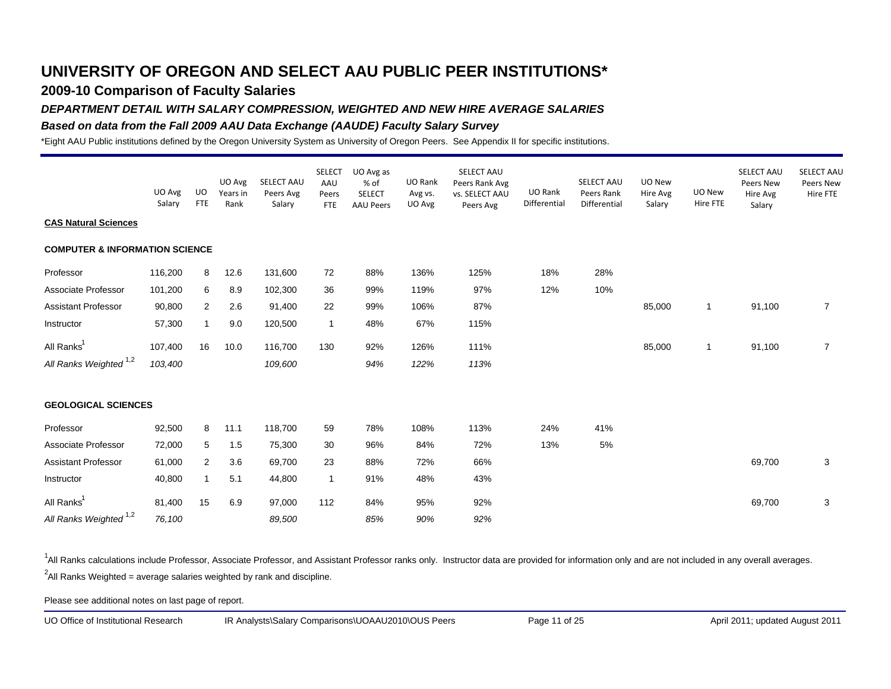# UNIVERSITY OF OREGON AND SELECT AAU PUBLIC PEER INSTITUTIONS*

## 2009-10 Comparison of Faculty Salaries

### *DEPARTMENT DETAIL WITH SALARY COMPRESSION, WEIGHTED AND NEW HIRE AVERAGE SALARIES*

### *Based on data from the Fall 2009 AAU Data Exchange (AAUDE) Faculty Salary Survey*

*Eight AAU Public institutions defined by the Oregon University System as University of Oregon Peers. See Appendix II for specific institutions.

| | UO Avg Salary | UO FTE | UO Avg Years in Rank | SELECT AAU Peers Avg Salary | SELECT AAU Peers FTE | UO Avg as % of SELECT AAU Peers | UO Rank Avg vs. UO Avg | SELECT AAU Peers Rank Avg vs. SELECT AAU Peers Avg | UO Rank Differential | SELECT AAU Peers Rank Differential | UO New Hire Avg Salary | UO New Hire FTE | SELECT AAU Peers New Hire Avg Salary | SELECT AAU Peers New Hire FTE |
|---|---|---|---|---|---|---|---|---|---|---|---|---|---|---|
| **CAS Natural Sciences** | | | | | | | | | | | | | | |
| **COMPUTER & INFORMATION SCIENCE** | | | | | | | | | | | | | | |
| Professor | 116,200 | 8 | 12.6 | 131,600 | 72 | 88% | 136% | 125% | 18% | 28% | | | | |
| Associate Professor | 101,200 | 6 | 8.9 | 102,300 | 36 | 99% | 119% | 97% | 12% | 10% | | | | |
| Assistant Professor | 90,800 | 2 | 2.6 | 91,400 | 22 | 99% | 106% | 87% | | | 85,000 | 1 | 91,100 | 7 |
| Instructor | 57,300 | 1 | 9.0 | 120,500 | 1 | 48% | 67% | 115% | | | | | | |
| All Ranks[1] | 107,400 | 16 | 10.0 | 116,700 | 130 | 92% | 126% | 111% | | | 85,000 | 1 | 91,100 | 7 |
| *All Ranks Weighted [1,2]* | *103,400* | | | *109,600* | | *94%* | *122%* | *113%* | | | | | | |
| **GEOLOGICAL SCIENCES** | | | | | | | | | | | | | | |
| Professor | 92,500 | 8 | 11.1 | 118,700 | 59 | 78% | 108% | 113% | 24% | 41% | | | | |
| Associate Professor | 72,000 | 5 | 1.5 | 75,300 | 30 | 96% | 84% | 72% | 13% | 5% | | | | |
| Assistant Professor | 61,000 | 2 | 3.6 | 69,700 | 23 | 88% | 72% | 66% | | | | | 69,700 | 3 |
| Instructor | 40,800 | 1 | 5.1 | 44,800 | 1 | 91% | 48% | 43% | | | | | | |
| All Ranks[1] | 81,400 | 15 | 6.9 | 97,000 | 112 | 84% | 95% | 92% | | | | | 69,700 | 3 |
| *All Ranks Weighted [1,2]* | *76,100* | | | *89,500* | | *85%* | *90%* | *92%* | | | | | | |

[1]All Ranks calculations include Professor, Associate Professor, and Assistant Professor ranks only. Instructor data are provided for information only and are not included in any overall averages.

[2]All Ranks Weighted = average salaries weighted by rank and discipline.

Please see additional notes on last page of report.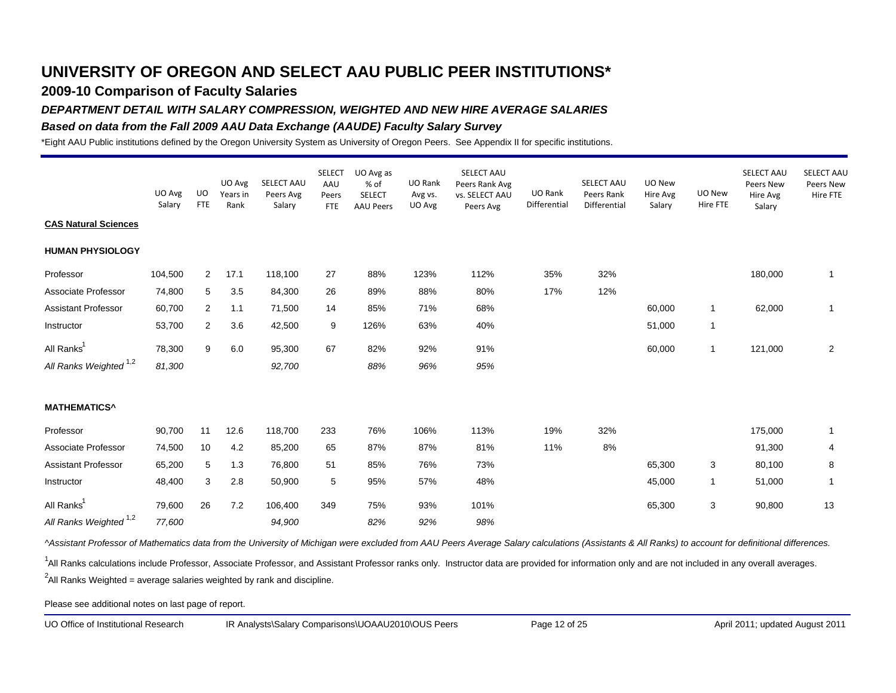# UNIVERSITY OF OREGON AND SELECT AAU PUBLIC PEER INSTITUTIONS*

## 2009-10 Comparison of Faculty Salaries

### *DEPARTMENT DETAIL WITH SALARY COMPRESSION, WEIGHTED AND NEW HIRE AVERAGE SALARIES*

### *Based on data from the Fall 2009 AAU Data Exchange (AAUDE) Faculty Salary Survey*

*Eight AAU Public institutions defined by the Oregon University System as University of Oregon Peers. See Appendix II for specific institutions.

| | UO Avg Salary | UO FTE | UO Avg Years in Rank | SELECT AAU Peers Avg Salary | SELECT AAU Peers FTE | UO Avg as % of SELECT AAU Peers | UO Rank Avg vs. UO Avg | SELECT AAU Peers Rank Avg vs. SELECT AAU Peers Avg | UO Rank Differential | SELECT AAU Peers Rank Differential | UO New Hire Avg Salary | UO New Hire FTE | SELECT AAU Peers New Hire Avg Salary | SELECT AAU Peers New Hire FTE |
|---|---|---|---|---|---|---|---|---|---|---|---|---|---|---|
| **CAS Natural Sciences** | | | | | | | | | | | | | | |
| **HUMAN PHYSIOLOGY** | | | | | | | | | | | | | | |
| Professor | 104,500 | 2 | 17.1 | 118,100 | 27 | 88% | 123% | 112% | 35% | 32% | | | 180,000 | 1 |
| Associate Professor | 74,800 | 5 | 3.5 | 84,300 | 26 | 89% | 88% | 80% | 17% | 12% | | | | |
| Assistant Professor | 60,700 | 2 | 1.1 | 71,500 | 14 | 85% | 71% | 68% | | | 60,000 | 1 | 62,000 | 1 |
| Instructor | 53,700 | 2 | 3.6 | 42,500 | 9 | 126% | 63% | 40% | | | 51,000 | 1 | | |
| All Ranks[1] | 78,300 | 9 | 6.0 | 95,300 | 67 | 82% | 92% | 91% | | | 60,000 | 1 | 121,000 | 2 |
| *All Ranks Weighted [1,2]* | *81,300* | | | *92,700* | | *88%* | *96%* | *95%* | | | | | | |
| **MATHEMATICS^** | | | | | | | | | | | | | | |
| Professor | 90,700 | 11 | 12.6 | 118,700 | 233 | 76% | 106% | 113% | 19% | 32% | | | 175,000 | 1 |
| Associate Professor | 74,500 | 10 | 4.2 | 85,200 | 65 | 87% | 87% | 81% | 11% | 8% | | | 91,300 | 4 |
| Assistant Professor | 65,200 | 5 | 1.3 | 76,800 | 51 | 85% | 76% | 73% | | | 65,300 | 3 | 80,100 | 8 |
| Instructor | 48,400 | 3 | 2.8 | 50,900 | 5 | 95% | 57% | 48% | | | 45,000 | 1 | 51,000 | 1 |
| All Ranks[1] | 79,600 | 26 | 7.2 | 106,400 | 349 | 75% | 93% | 101% | | | 65,300 | 3 | 90,800 | 13 |
| *All Ranks Weighted [1,2]* | *77,600* | | | *94,900* | | *82%* | *92%* | *98%* | | | | | | |

*^Assistant Professor of Mathematics data from the University of Michigan were excluded from AAU Peers Average Salary calculations (Assistants & All Ranks) to account for definitional differences.*

[1]All Ranks calculations include Professor, Associate Professor, and Assistant Professor ranks only. Instructor data are provided for information only and are not included in any overall averages.

[2]All Ranks Weighted = average salaries weighted by rank and discipline.

Please see additional notes on last page of report.

UO Office of Institutional Research — IR Analysts\Salary Comparisons\UOAAU2010\OUS Peers — April 2011; updated August 2011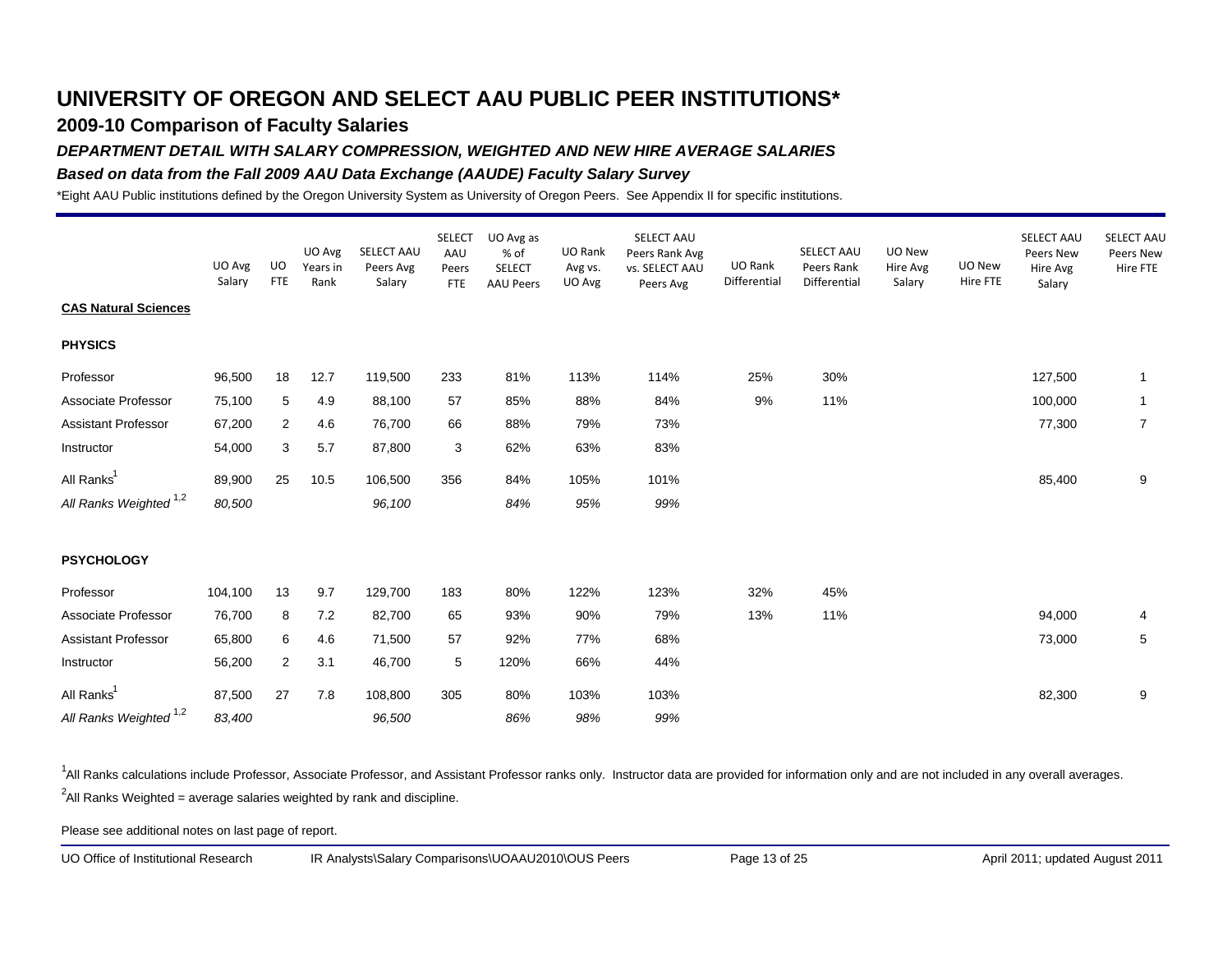# UNIVERSITY OF OREGON AND SELECT AAU PUBLIC PEER INSTITUTIONS*

## 2009-10 Comparison of Faculty Salaries

### *DEPARTMENT DETAIL WITH SALARY COMPRESSION, WEIGHTED AND NEW HIRE AVERAGE SALARIES*

#### *Based on data from the Fall 2009 AAU Data Exchange (AAUDE) Faculty Salary Survey*

*Eight AAU Public institutions defined by the Oregon University System as University of Oregon Peers. See Appendix II for specific institutions.

| | UO Avg Salary | UO FTE | UO Avg Years in Rank | SELECT AAU Peers Avg Salary | SELECT AAU Peers FTE | UO Avg as % of SELECT AAU Peers | UO Rank Avg vs. UO Avg | SELECT AAU Peers Rank Avg vs. SELECT AAU Peers Avg | UO Rank Differential | SELECT AAU Peers Rank Differential | UO New Hire Avg Salary | UO New Hire FTE | SELECT AAU Peers New Hire Avg Salary | SELECT AAU Peers New Hire FTE |
|---|---|---|---|---|---|---|---|---|---|---|---|---|---|---|
| **CAS Natural Sciences** | | | | | | | | | | | | | | |
| **PHYSICS** | | | | | | | | | | | | | | |
| Professor | 96,500 | 18 | 12.7 | 119,500 | 233 | 81% | 113% | 114% | 25% | 30% | | | 127,500 | 1 |
| Associate Professor | 75,100 | 5 | 4.9 | 88,100 | 57 | 85% | 88% | 84% | 9% | 11% | | | 100,000 | 1 |
| Assistant Professor | 67,200 | 2 | 4.6 | 76,700 | 66 | 88% | 79% | 73% | | | | | 77,300 | 7 |
| Instructor | 54,000 | 3 | 5.7 | 87,800 | 3 | 62% | 63% | 83% | | | | | | |
| All Ranks[1] | 89,900 | 25 | 10.5 | 106,500 | 356 | 84% | 105% | 101% | | | | | 85,400 | 9 |
| *All Ranks Weighted [1,2]* | *80,500* | | | *96,100* | | *84%* | *95%* | *99%* | | | | | | |
| **PSYCHOLOGY** | | | | | | | | | | | | | | |
| Professor | 104,100 | 13 | 9.7 | 129,700 | 183 | 80% | 122% | 123% | 32% | 45% | | | | |
| Associate Professor | 76,700 | 8 | 7.2 | 82,700 | 65 | 93% | 90% | 79% | 13% | 11% | | | 94,000 | 4 |
| Assistant Professor | 65,800 | 6 | 4.6 | 71,500 | 57 | 92% | 77% | 68% | | | | | 73,000 | 5 |
| Instructor | 56,200 | 2 | 3.1 | 46,700 | 5 | 120% | 66% | 44% | | | | | | |
| All Ranks[1] | 87,500 | 27 | 7.8 | 108,800 | 305 | 80% | 103% | 103% | | | | | 82,300 | 9 |
| *All Ranks Weighted [1,2]* | *83,400* | | | *96,500* | | *86%* | *98%* | *99%* | | | | | | |

[1]All Ranks calculations include Professor, Associate Professor, and Assistant Professor ranks only. Instructor data are provided for information only and are not included in any overall averages.

[2]All Ranks Weighted = average salaries weighted by rank and discipline.

Please see additional notes on last page of report.

UO Office of Institutional Research IR Analysts\Salary Comparisons\UOAAU2010\OUS Peers April 2011; updated August 2011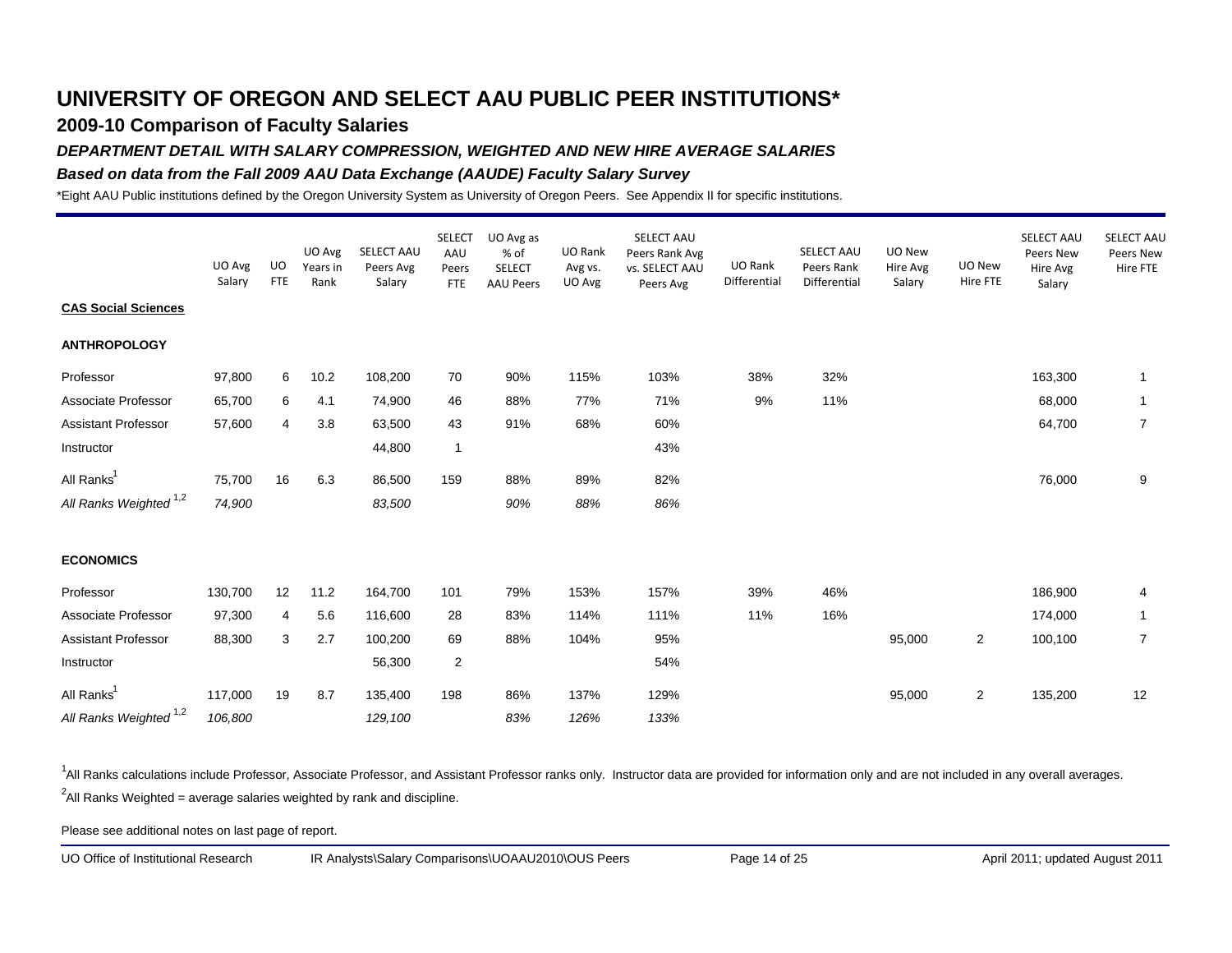# UNIVERSITY OF OREGON AND SELECT AAU PUBLIC PEER INSTITUTIONS*

## 2009-10 Comparison of Faculty Salaries

### *DEPARTMENT DETAIL WITH SALARY COMPRESSION, WEIGHTED AND NEW HIRE AVERAGE SALARIES*

### *Based on data from the Fall 2009 AAU Data Exchange (AAUDE) Faculty Salary Survey*

*Eight AAU Public institutions defined by the Oregon University System as University of Oregon Peers. See Appendix II for specific institutions.

| | UO Avg Salary | UO FTE | UO Avg Years in Rank | SELECT AAU Peers Avg Salary | SELECT AAU Peers FTE | UO Avg as % of SELECT AAU Peers | UO Rank Avg vs. UO Avg | SELECT AAU Peers Rank Avg vs. SELECT AAU Peers Avg | UO Rank Differential | SELECT AAU Peers Rank Differential | UO New Hire Avg Salary | UO New Hire FTE | SELECT AAU Peers New Hire Avg Salary | SELECT AAU Peers New Hire FTE |
|---|---|---|---|---|---|---|---|---|---|---|---|---|---|---|
| **CAS Social Sciences** | | | | | | | | | | | | | | |
| **ANTHROPOLOGY** | | | | | | | | | | | | | | |
| Professor | 97,800 | 6 | 10.2 | 108,200 | 70 | 90% | 115% | 103% | 38% | 32% | | | 163,300 | 1 |
| Associate Professor | 65,700 | 6 | 4.1 | 74,900 | 46 | 88% | 77% | 71% | 9% | 11% | | | 68,000 | 1 |
| Assistant Professor | 57,600 | 4 | 3.8 | 63,500 | 43 | 91% | 68% | 60% | | | | | 64,700 | 7 |
| Instructor | | | | 44,800 | 1 | | | 43% | | | | | | |
| All Ranks[1] | 75,700 | 16 | 6.3 | 86,500 | 159 | 88% | 89% | 82% | | | | | 76,000 | 9 |
| *All Ranks Weighted [1,2]* | *74,900* | | | *83,500* | | *90%* | *88%* | *86%* | | | | | | |
| **ECONOMICS** | | | | | | | | | | | | | | |
| Professor | 130,700 | 12 | 11.2 | 164,700 | 101 | 79% | 153% | 157% | 39% | 46% | | | 186,900 | 4 |
| Associate Professor | 97,300 | 4 | 5.6 | 116,600 | 28 | 83% | 114% | 111% | 11% | 16% | | | 174,000 | 1 |
| Assistant Professor | 88,300 | 3 | 2.7 | 100,200 | 69 | 88% | 104% | 95% | | | 95,000 | 2 | 100,100 | 7 |
| Instructor | | | | 56,300 | 2 | | | 54% | | | | | | |
| All Ranks[1] | 117,000 | 19 | 8.7 | 135,400 | 198 | 86% | 137% | 129% | | | 95,000 | 2 | 135,200 | 12 |
| *All Ranks Weighted [1,2]* | *106,800* | | | *129,100* | | *83%* | *126%* | *133%* | | | | | | |

[1]All Ranks calculations include Professor, Associate Professor, and Assistant Professor ranks only. Instructor data are provided for information only and are not included in any overall averages.

[2]All Ranks Weighted = average salaries weighted by rank and discipline.

Please see additional notes on last page of report.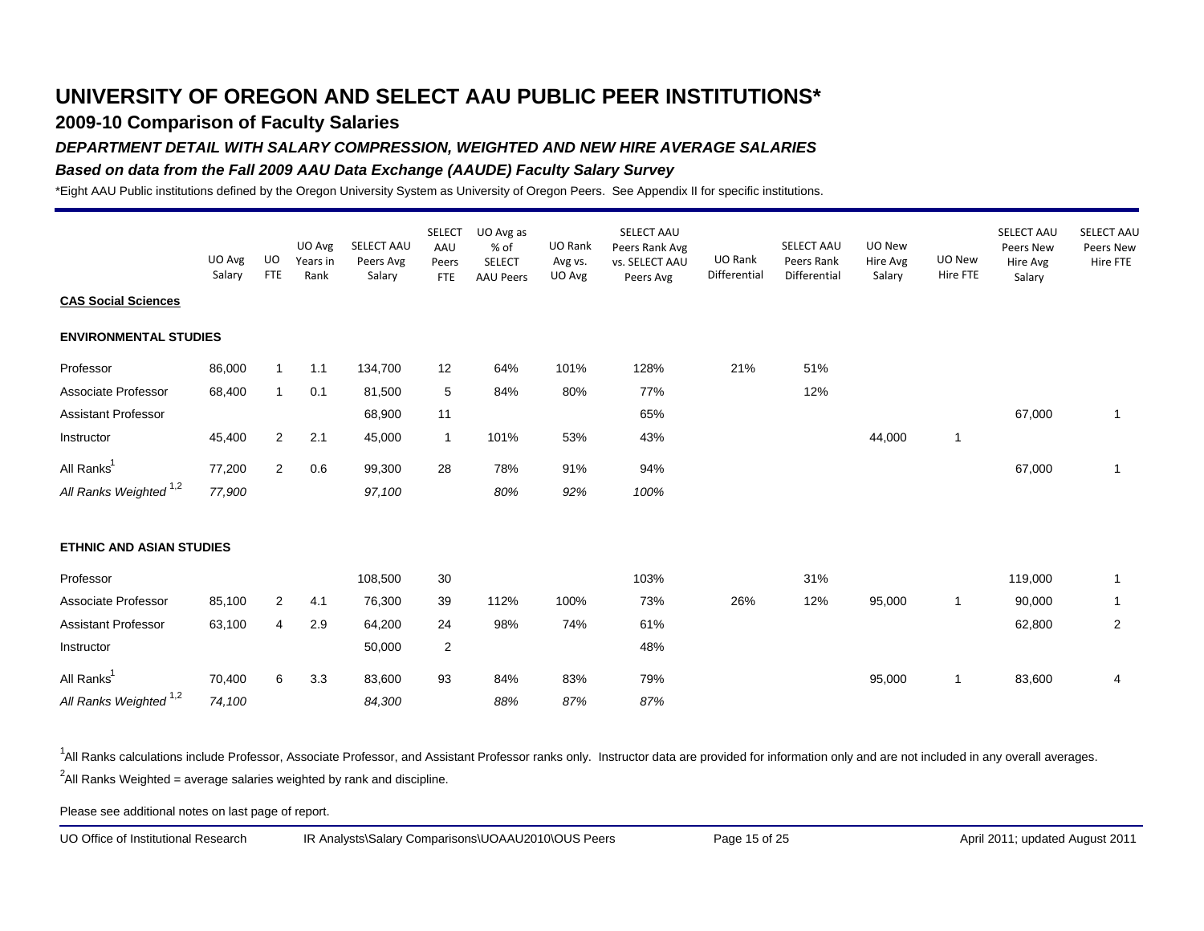# UNIVERSITY OF OREGON AND SELECT AAU PUBLIC PEER INSTITUTIONS*

## 2009-10 Comparison of Faculty Salaries

### *DEPARTMENT DETAIL WITH SALARY COMPRESSION, WEIGHTED AND NEW HIRE AVERAGE SALARIES*

### *Based on data from the Fall 2009 AAU Data Exchange (AAUDE) Faculty Salary Survey*

*Eight AAU Public institutions defined by the Oregon University System as University of Oregon Peers. See Appendix II for specific institutions.

| | UO Avg Salary | UO FTE | UO Avg Years in Rank | SELECT AAU Peers Avg Salary | SELECT AAU Peers FTE | UO Avg as % of SELECT AAU Peers | UO Rank Avg vs. UO Avg | SELECT AAU Peers Rank Avg vs. SELECT AAU Peers Avg | UO Rank Differential | SELECT AAU Peers Rank Differential | UO New Hire Avg Salary | UO New Hire FTE | SELECT AAU Peers New Hire Avg Salary | SELECT AAU Peers New Hire FTE |
|---|---|---|---|---|---|---|---|---|---|---|---|---|---|---|
| **CAS Social Sciences** | | | | | | | | | | | | | | |
| **ENVIRONMENTAL STUDIES** | | | | | | | | | | | | | | |
| Professor | 86,000 | 1 | 1.1 | 134,700 | 12 | 64% | 101% | 128% | 21% | 51% | | | | |
| Associate Professor | 68,400 | 1 | 0.1 | 81,500 | 5 | 84% | 80% | 77% | | 12% | | | | |
| Assistant Professor | | | | 68,900 | 11 | | | 65% | | | | | 67,000 | 1 |
| Instructor | 45,400 | 2 | 2.1 | 45,000 | 1 | 101% | 53% | 43% | | | 44,000 | 1 | | |
| All Ranks[1] | 77,200 | 2 | 0.6 | 99,300 | 28 | 78% | 91% | 94% | | | | | 67,000 | 1 |
| *All Ranks Weighted [1,2]* | *77,900* | | | *97,100* | | *80%* | *92%* | *100%* | | | | | | |
| **ETHNIC AND ASIAN STUDIES** | | | | | | | | | | | | | | |
| Professor | | | | 108,500 | 30 | | | 103% | | 31% | | | 119,000 | 1 |
| Associate Professor | 85,100 | 2 | 4.1 | 76,300 | 39 | 112% | 100% | 73% | 26% | 12% | 95,000 | 1 | 90,000 | 1 |
| Assistant Professor | 63,100 | 4 | 2.9 | 64,200 | 24 | 98% | 74% | 61% | | | | | 62,800 | 2 |
| Instructor | | | | 50,000 | 2 | | | 48% | | | | | | |
| All Ranks[1] | 70,400 | 6 | 3.3 | 83,600 | 93 | 84% | 83% | 79% | | | 95,000 | 1 | 83,600 | 4 |
| *All Ranks Weighted [1,2]* | *74,100* | | | *84,300* | | *88%* | *87%* | *87%* | | | | | | |

[1]All Ranks calculations include Professor, Associate Professor, and Assistant Professor ranks only. Instructor data are provided for information only and are not included in any overall averages.

[2]All Ranks Weighted = average salaries weighted by rank and discipline.

Please see additional notes on last page of report.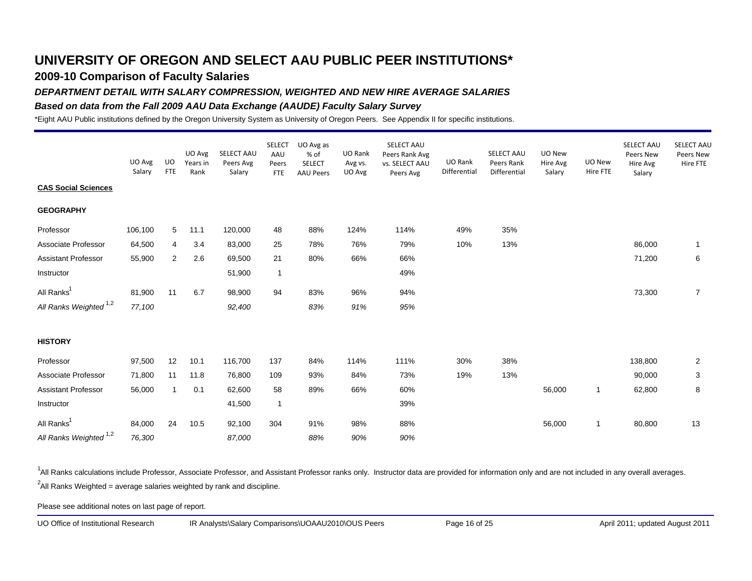# UNIVERSITY OF OREGON AND SELECT AAU PUBLIC PEER INSTITUTIONS*

## 2009-10 Comparison of Faculty Salaries

### *DEPARTMENT DETAIL WITH SALARY COMPRESSION, WEIGHTED AND NEW HIRE AVERAGE SALARIES*

### *Based on data from the Fall 2009 AAU Data Exchange (AAUDE) Faculty Salary Survey*

*Eight AAU Public institutions defined by the Oregon University System as University of Oregon Peers. See Appendix II for specific institutions.

| | UO Avg Salary | UO FTE | UO Avg Years in Rank | SELECT AAU Peers Avg Salary | SELECT AAU Peers FTE | UO Avg as % of SELECT AAU Peers | UO Rank Avg vs. UO Avg | SELECT AAU Peers Rank Avg vs. SELECT AAU Peers Avg | UO Rank Differential | SELECT AAU Peers Rank Differential | UO New Hire Avg Salary | UO New Hire FTE | SELECT AAU Peers New Hire Avg Salary | SELECT AAU Peers New Hire FTE |
|---|---|---|---|---|---|---|---|---|---|---|---|---|---|---|
| **CAS Social Sciences** | | | | | | | | | | | | | | |
| **GEOGRAPHY** | | | | | | | | | | | | | | |
| Professor | 106,100 | 5 | 11.1 | 120,000 | 48 | 88% | 124% | 114% | 49% | 35% | | | | |
| Associate Professor | 64,500 | 4 | 3.4 | 83,000 | 25 | 78% | 76% | 79% | 10% | 13% | | | 86,000 | 1 |
| Assistant Professor | 55,900 | 2 | 2.6 | 69,500 | 21 | 80% | 66% | 66% | | | | | 71,200 | 6 |
| Instructor | | | | 51,900 | 1 | | | 49% | | | | | | |
| All Ranks[1] | 81,900 | 11 | 6.7 | 98,900 | 94 | 83% | 96% | 94% | | | | | 73,300 | 7 |
| *All Ranks Weighted [1,2]* | *77,100* | | | *92,400* | | *83%* | *91%* | *95%* | | | | | | |
| **HISTORY** | | | | | | | | | | | | | | |
| Professor | 97,500 | 12 | 10.1 | 116,700 | 137 | 84% | 114% | 111% | 30% | 38% | | | 138,800 | 2 |
| Associate Professor | 71,800 | 11 | 11.8 | 76,800 | 109 | 93% | 84% | 73% | 19% | 13% | | | 90,000 | 3 |
| Assistant Professor | 56,000 | 1 | 0.1 | 62,600 | 58 | 89% | 66% | 60% | | | 56,000 | 1 | 62,800 | 8 |
| Instructor | | | | 41,500 | 1 | | | 39% | | | | | | |
| All Ranks[1] | 84,000 | 24 | 10.5 | 92,100 | 304 | 91% | 98% | 88% | | | 56,000 | 1 | 80,800 | 13 |
| *All Ranks Weighted [1,2]* | *76,300* | | | *87,000* | | *88%* | *90%* | *90%* | | | | | | |

[1]All Ranks calculations include Professor, Associate Professor, and Assistant Professor ranks only. Instructor data are provided for information only and are not included in any overall averages.

[2]All Ranks Weighted = average salaries weighted by rank and discipline.

Please see additional notes on last page of report.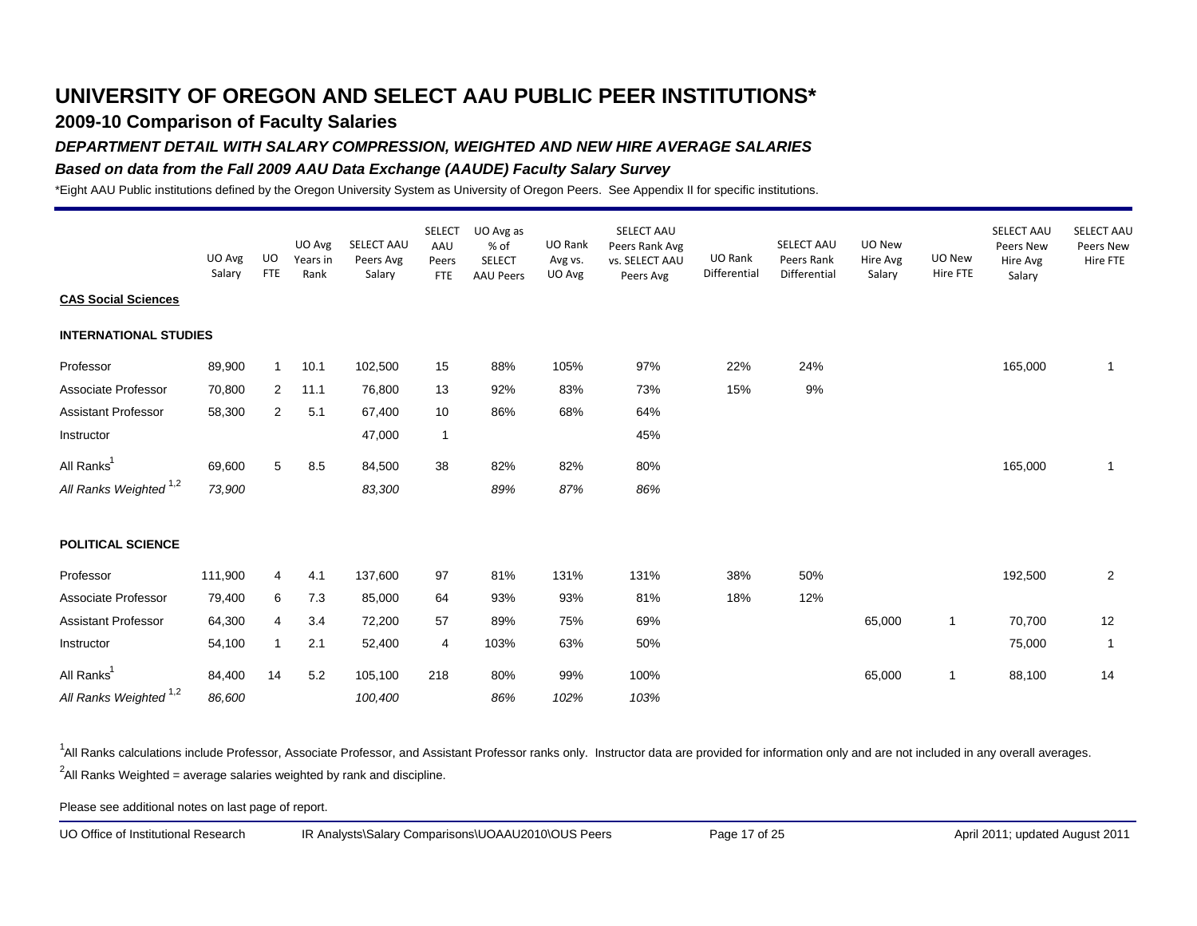# UNIVERSITY OF OREGON AND SELECT AAU PUBLIC PEER INSTITUTIONS*

## 2009-10 Comparison of Faculty Salaries

### *DEPARTMENT DETAIL WITH SALARY COMPRESSION, WEIGHTED AND NEW HIRE AVERAGE SALARIES*

### *Based on data from the Fall 2009 AAU Data Exchange (AAUDE) Faculty Salary Survey*

*Eight AAU Public institutions defined by the Oregon University System as University of Oregon Peers. See Appendix II for specific institutions.

| | UO Avg Salary | UO FTE | UO Avg Years in Rank | SELECT AAU Peers Avg Salary | SELECT AAU Peers FTE | UO Avg as % of SELECT AAU Peers | UO Rank Avg vs. UO Avg | SELECT AAU Peers Rank Avg vs. SELECT AAU Peers Avg | UO Rank Differential | SELECT AAU Peers Rank Differential | UO New Hire Avg Salary | UO New Hire FTE | SELECT AAU Peers New Hire Avg Salary | SELECT AAU Peers New Hire FTE |
|---|---|---|---|---|---|---|---|---|---|---|---|---|---|---|
| **CAS Social Sciences** | | | | | | | | | | | | | | |
| **INTERNATIONAL STUDIES** | | | | | | | | | | | | | | |
| Professor | 89,900 | 1 | 10.1 | 102,500 | 15 | 88% | 105% | 97% | 22% | 24% | | | 165,000 | 1 |
| Associate Professor | 70,800 | 2 | 11.1 | 76,800 | 13 | 92% | 83% | 73% | 15% | 9% | | | | |
| Assistant Professor | 58,300 | 2 | 5.1 | 67,400 | 10 | 86% | 68% | 64% | | | | | | |
| Instructor | | | | 47,000 | 1 | | | 45% | | | | | | |
| All Ranks[1] | 69,600 | 5 | 8.5 | 84,500 | 38 | 82% | 82% | 80% | | | | | 165,000 | 1 |
| *All Ranks Weighted [1,2]* | *73,900* | | | *83,300* | | *89%* | *87%* | *86%* | | | | | | |
| **POLITICAL SCIENCE** | | | | | | | | | | | | | | |
| Professor | 111,900 | 4 | 4.1 | 137,600 | 97 | 81% | 131% | 131% | 38% | 50% | | | 192,500 | 2 |
| Associate Professor | 79,400 | 6 | 7.3 | 85,000 | 64 | 93% | 93% | 81% | 18% | 12% | | | | |
| Assistant Professor | 64,300 | 4 | 3.4 | 72,200 | 57 | 89% | 75% | 69% | | | 65,000 | 1 | 70,700 | 12 |
| Instructor | 54,100 | 1 | 2.1 | 52,400 | 4 | 103% | 63% | 50% | | | | | 75,000 | 1 |
| All Ranks[1] | 84,400 | 14 | 5.2 | 105,100 | 218 | 80% | 99% | 100% | | | 65,000 | 1 | 88,100 | 14 |
| *All Ranks Weighted [1,2]* | *86,600* | | | *100,400* | | *86%* | *102%* | *103%* | | | | | | |

[1]All Ranks calculations include Professor, Associate Professor, and Assistant Professor ranks only. Instructor data are provided for information only and are not included in any overall averages.

[2]All Ranks Weighted = average salaries weighted by rank and discipline.

Please see additional notes on last page of report.

UO Office of Institutional Research IR Analysts\Salary Comparisons\UOAAU2010\OUS Peers April 2011; updated August 2011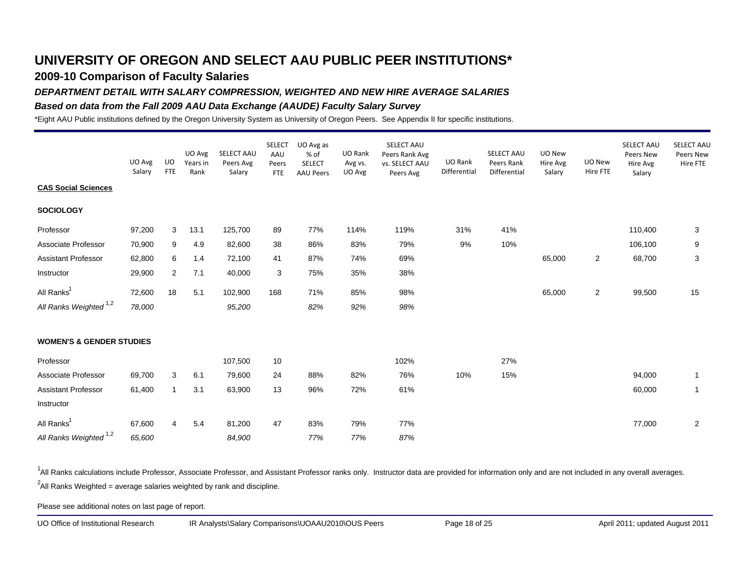# UNIVERSITY OF OREGON AND SELECT AAU PUBLIC PEER INSTITUTIONS*

## 2009-10 Comparison of Faculty Salaries

### *DEPARTMENT DETAIL WITH SALARY COMPRESSION, WEIGHTED AND NEW HIRE AVERAGE SALARIES*

### *Based on data from the Fall 2009 AAU Data Exchange (AAUDE) Faculty Salary Survey*

*Eight AAU Public institutions defined by the Oregon University System as University of Oregon Peers. See Appendix II for specific institutions.

| | UO Avg Salary | UO FTE | UO Avg Years in Rank | SELECT AAU Peers Avg Salary | SELECT AAU Peers FTE | UO Avg as % of SELECT AAU Peers | UO Rank Avg vs. UO Avg | SELECT AAU Peers Rank Avg vs. SELECT AAU Peers Avg | UO Rank Differential | SELECT AAU Peers Rank Differential | UO New Hire Avg Salary | UO New Hire FTE | SELECT AAU Peers New Hire Avg Salary | SELECT AAU Peers New Hire FTE |
|---|---|---|---|---|---|---|---|---|---|---|---|---|---|---|
| **CAS Social Sciences** | | | | | | | | | | | | | | |
| **SOCIOLOGY** | | | | | | | | | | | | | | |
| Professor | 97,200 | 3 | 13.1 | 125,700 | 89 | 77% | 114% | 119% | 31% | 41% | | | 110,400 | 3 |
| Associate Professor | 70,900 | 9 | 4.9 | 82,600 | 38 | 86% | 83% | 79% | 9% | 10% | | | 106,100 | 9 |
| Assistant Professor | 62,800 | 6 | 1.4 | 72,100 | 41 | 87% | 74% | 69% | | | 65,000 | 2 | 68,700 | 3 |
| Instructor | 29,900 | 2 | 7.1 | 40,000 | 3 | 75% | 35% | 38% | | | | | | |
| All Ranks[1] | 72,600 | 18 | 5.1 | 102,900 | 168 | 71% | 85% | 98% | | | 65,000 | 2 | 99,500 | 15 |
| *All Ranks Weighted [1,2]* | *78,000* | | | *95,200* | | *82%* | *92%* | *98%* | | | | | | |
| **WOMEN'S & GENDER STUDIES** | | | | | | | | | | | | | | |
| Professor | | | | 107,500 | 10 | | | 102% | | 27% | | | | |
| Associate Professor | 69,700 | 3 | 6.1 | 79,600 | 24 | 88% | 82% | 76% | 10% | 15% | | | 94,000 | 1 |
| Assistant Professor | 61,400 | 1 | 3.1 | 63,900 | 13 | 96% | 72% | 61% | | | | | 60,000 | 1 |
| Instructor | | | | | | | | | | | | | | |
| All Ranks[1] | 67,600 | 4 | 5.4 | 81,200 | 47 | 83% | 79% | 77% | | | | | 77,000 | 2 |
| *All Ranks Weighted [1,2]* | *65,600* | | | *84,900* | | *77%* | *77%* | *87%* | | | | | | |

[1]All Ranks calculations include Professor, Associate Professor, and Assistant Professor ranks only. Instructor data are provided for information only and are not included in any overall averages.

[2]All Ranks Weighted = average salaries weighted by rank and discipline.

Please see additional notes on last page of report.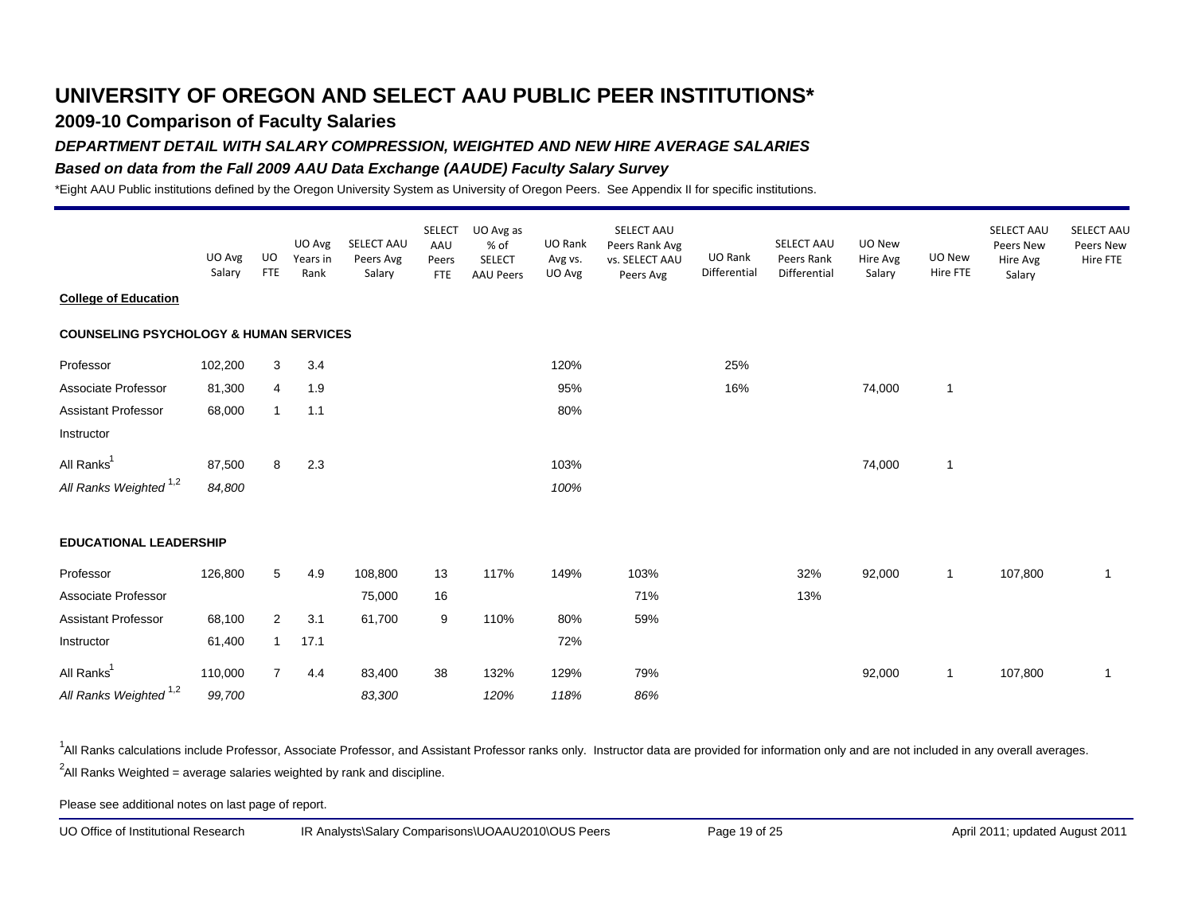# UNIVERSITY OF OREGON AND SELECT AAU PUBLIC PEER INSTITUTIONS*

## 2009-10 Comparison of Faculty Salaries

### *DEPARTMENT DETAIL WITH SALARY COMPRESSION, WEIGHTED AND NEW HIRE AVERAGE SALARIES*

### *Based on data from the Fall 2009 AAU Data Exchange (AAUDE) Faculty Salary Survey*

*Eight AAU Public institutions defined by the Oregon University System as University of Oregon Peers. See Appendix II for specific institutions.

| | UO Avg Salary | UO FTE | UO Avg Years in Rank | SELECT AAU Peers Avg Salary | SELECT AAU Peers FTE | UO Avg as % of SELECT AAU Peers | UO Rank Avg vs. UO Avg | SELECT AAU Peers Rank Avg vs. SELECT AAU Peers Avg | UO Rank Differential | SELECT AAU Peers Rank Differential | UO New Hire Avg Salary | UO New Hire FTE | SELECT AAU Peers New Hire Avg Salary | SELECT AAU Peers New Hire FTE |
|---|---|---|---|---|---|---|---|---|---|---|---|---|---|---|
| **College of Education** | | | | | | | | | | | | | | |
| **COUNSELING PSYCHOLOGY & HUMAN SERVICES** | | | | | | | | | | | | | | |
| Professor | 102,200 | 3 | 3.4 | | | | 120% | | 25% | | | | | |
| Associate Professor | 81,300 | 4 | 1.9 | | | | 95% | | 16% | | 74,000 | 1 | | |
| Assistant Professor | 68,000 | 1 | 1.1 | | | | 80% | | | | | | | |
| Instructor | | | | | | | | | | | | | | |
| All Ranks[1] | 87,500 | 8 | 2.3 | | | | 103% | | | | 74,000 | 1 | | |
| *All Ranks Weighted [1,2]* | *84,800* | | | | | | *100%* | | | | | | | |
| **EDUCATIONAL LEADERSHIP** | | | | | | | | | | | | | | |
| Professor | 126,800 | 5 | 4.9 | 108,800 | 13 | 117% | 149% | 103% | | 32% | 92,000 | 1 | 107,800 | 1 |
| Associate Professor | | | | 75,000 | 16 | | | 71% | | 13% | | | | |
| Assistant Professor | 68,100 | 2 | 3.1 | 61,700 | 9 | 110% | 80% | 59% | | | | | | |
| Instructor | 61,400 | 1 | 17.1 | | | | 72% | | | | | | | |
| All Ranks[1] | 110,000 | 7 | 4.4 | 83,400 | 38 | 132% | 129% | 79% | | | 92,000 | 1 | 107,800 | 1 |
| *All Ranks Weighted [1,2]* | *99,700* | | | *83,300* | | *120%* | *118%* | *86%* | | | | | | |

[1]All Ranks calculations include Professor, Associate Professor, and Assistant Professor ranks only. Instructor data are provided for information only and are not included in any overall averages.

[2]All Ranks Weighted = average salaries weighted by rank and discipline.

Please see additional notes on last page of report.

UO Office of Institutional Research IR Analysts\Salary Comparisons\UOAAU2010\OUS Peers April 2011; updated August 2011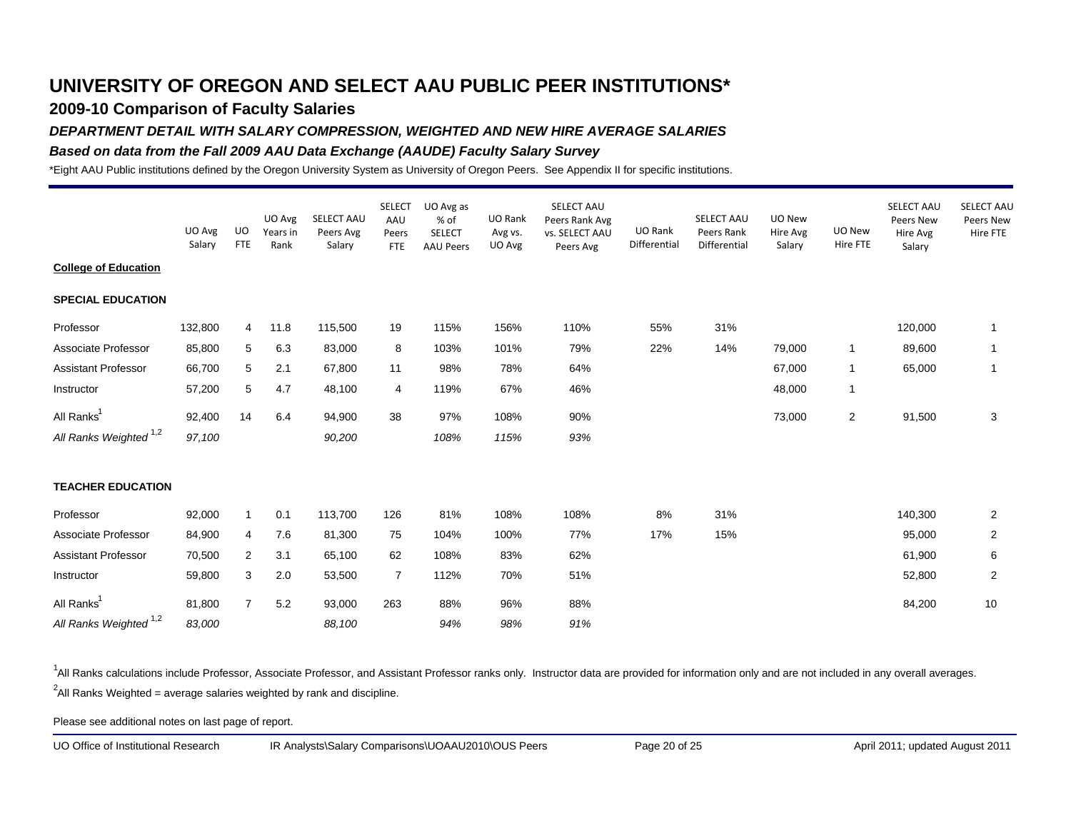# UNIVERSITY OF OREGON AND SELECT AAU PUBLIC PEER INSTITUTIONS*

## 2009-10 Comparison of Faculty Salaries

### *DEPARTMENT DETAIL WITH SALARY COMPRESSION, WEIGHTED AND NEW HIRE AVERAGE SALARIES*

### *Based on data from the Fall 2009 AAU Data Exchange (AAUDE) Faculty Salary Survey*

*Eight AAU Public institutions defined by the Oregon University System as University of Oregon Peers. See Appendix II for specific institutions.

| | UO Avg Salary | UO FTE | UO Avg Years in Rank | SELECT AAU Peers Avg Salary | SELECT AAU Peers FTE | UO Avg as % of SELECT AAU Peers | UO Rank Avg vs. UO Avg | SELECT AAU Peers Rank Avg vs. SELECT AAU Peers Avg | UO Rank Differential | SELECT AAU Peers Rank Differential | UO New Hire Avg Salary | UO New Hire FTE | SELECT AAU Peers New Hire Avg Salary | SELECT AAU Peers New Hire FTE |
|---|---|---|---|---|---|---|---|---|---|---|---|---|---|---|
| **College of Education** | | | | | | | | | | | | | | |
| **SPECIAL EDUCATION** | | | | | | | | | | | | | | |
| Professor | 132,800 | 4 | 11.8 | 115,500 | 19 | 115% | 156% | 110% | 55% | 31% | | | 120,000 | 1 |
| Associate Professor | 85,800 | 5 | 6.3 | 83,000 | 8 | 103% | 101% | 79% | 22% | 14% | 79,000 | 1 | 89,600 | 1 |
| Assistant Professor | 66,700 | 5 | 2.1 | 67,800 | 11 | 98% | 78% | 64% | | | 67,000 | 1 | 65,000 | 1 |
| Instructor | 57,200 | 5 | 4.7 | 48,100 | 4 | 119% | 67% | 46% | | | 48,000 | 1 | | |
| All Ranks[1] | 92,400 | 14 | 6.4 | 94,900 | 38 | 97% | 108% | 90% | | | 73,000 | 2 | 91,500 | 3 |
| *All Ranks Weighted [1,2]* | *97,100* | | | *90,200* | | *108%* | *115%* | *93%* | | | | | | |
| **TEACHER EDUCATION** | | | | | | | | | | | | | | |
| Professor | 92,000 | 1 | 0.1 | 113,700 | 126 | 81% | 108% | 108% | 8% | 31% | | | 140,300 | 2 |
| Associate Professor | 84,900 | 4 | 7.6 | 81,300 | 75 | 104% | 100% | 77% | 17% | 15% | | | 95,000 | 2 |
| Assistant Professor | 70,500 | 2 | 3.1 | 65,100 | 62 | 108% | 83% | 62% | | | | | 61,900 | 6 |
| Instructor | 59,800 | 3 | 2.0 | 53,500 | 7 | 112% | 70% | 51% | | | | | 52,800 | 2 |
| All Ranks[1] | 81,800 | 7 | 5.2 | 93,000 | 263 | 88% | 96% | 88% | | | | | 84,200 | 10 |
| *All Ranks Weighted [1,2]* | *83,000* | | | *88,100* | | *94%* | *98%* | *91%* | | | | | | |

[1]All Ranks calculations include Professor, Associate Professor, and Assistant Professor ranks only. Instructor data are provided for information only and are not included in any overall averages.

[2]All Ranks Weighted = average salaries weighted by rank and discipline.

Please see additional notes on last page of report.

UO Office of Institutional Research IR Analysts\Salary Comparisons\UOAAU2010\OUS Peers April 2011; updated August 2011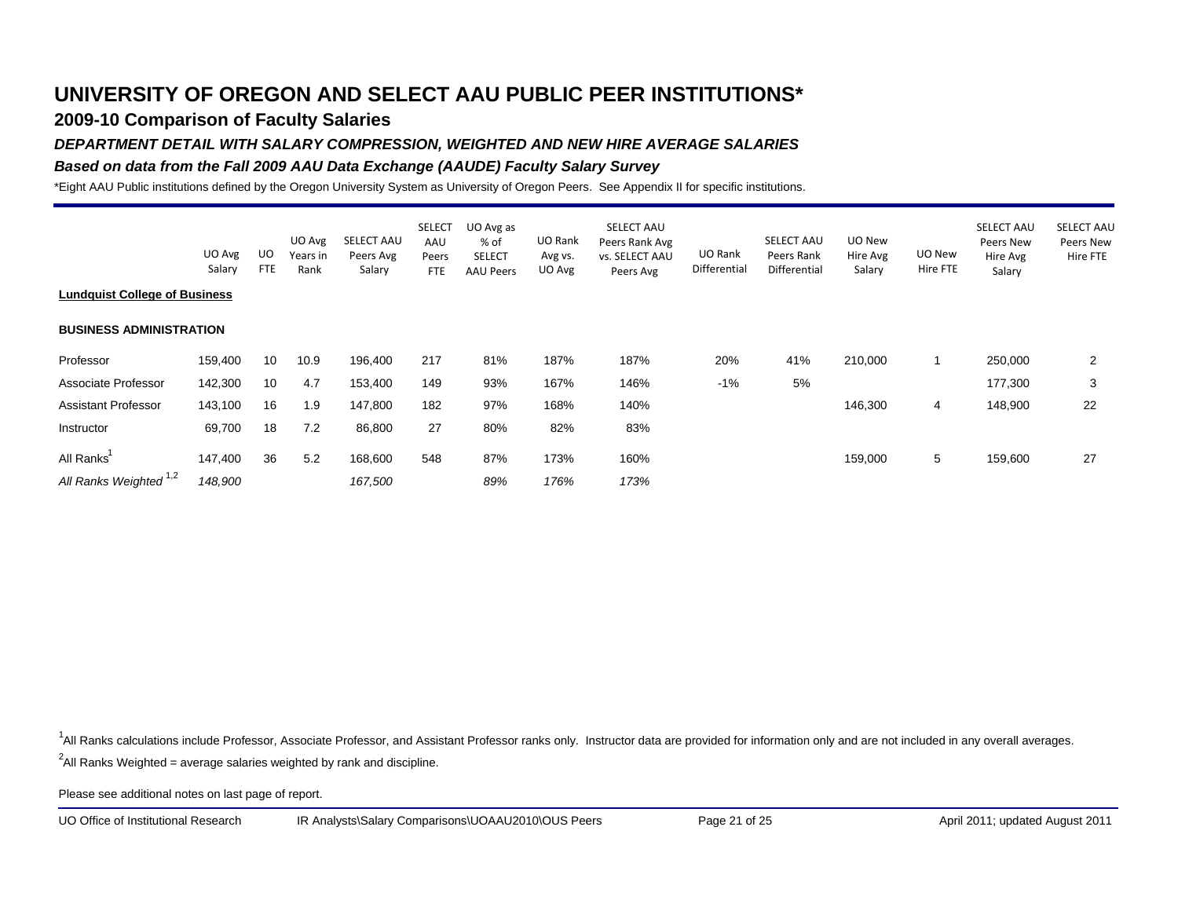# UNIVERSITY OF OREGON AND SELECT AAU PUBLIC PEER INSTITUTIONS*

## 2009-10 Comparison of Faculty Salaries

### *DEPARTMENT DETAIL WITH SALARY COMPRESSION, WEIGHTED AND NEW HIRE AVERAGE SALARIES*

### *Based on data from the Fall 2009 AAU Data Exchange (AAUDE) Faculty Salary Survey*

*Eight AAU Public institutions defined by the Oregon University System as University of Oregon Peers. See Appendix II for specific institutions.

| | UO Avg Salary | UO FTE | UO Avg Years in Rank | SELECT AAU Peers Avg Salary | SELECT AAU Peers FTE | UO Avg as % of SELECT AAU Peers | UO Rank Avg vs. UO Avg | SELECT AAU Peers Rank Avg vs. SELECT AAU Peers Avg | UO Rank Differential | SELECT AAU Peers Rank Differential | UO New Hire Avg Salary | UO New Hire FTE | SELECT AAU Peers New Hire Avg Salary | SELECT AAU Peers New Hire FTE |
|---|---|---|---|---|---|---|---|---|---|---|---|---|---|---|
| **Lundquist College of Business** | | | | | | | | | | | | | | |
| **BUSINESS ADMINISTRATION** | | | | | | | | | | | | | | |
| Professor | 159,400 | 10 | 10.9 | 196,400 | 217 | 81% | 187% | 187% | 20% | 41% | 210,000 | 1 | 250,000 | 2 |
| Associate Professor | 142,300 | 10 | 4.7 | 153,400 | 149 | 93% | 167% | 146% | -1% | 5% | | | 177,300 | 3 |
| Assistant Professor | 143,100 | 16 | 1.9 | 147,800 | 182 | 97% | 168% | 140% | | | 146,300 | 4 | 148,900 | 22 |
| Instructor | 69,700 | 18 | 7.2 | 86,800 | 27 | 80% | 82% | 83% | | | | | | |
| All Ranks[1] | 147,400 | 36 | 5.2 | 168,600 | 548 | 87% | 173% | 160% | | | 159,000 | 5 | 159,600 | 27 |
| *All Ranks Weighted [1,2]* | *148,900* | | | *167,500* | | *89%* | *176%* | *173%* | | | | | | |

[1]All Ranks calculations include Professor, Associate Professor, and Assistant Professor ranks only. Instructor data are provided for information only and are not included in any overall averages.

[2]All Ranks Weighted = average salaries weighted by rank and discipline.

Please see additional notes on last page of report.

UO Office of Institutional Research    IR Analysts\Salary Comparisons\UOAAU2010\OUS Peers    April 2011; updated August 2011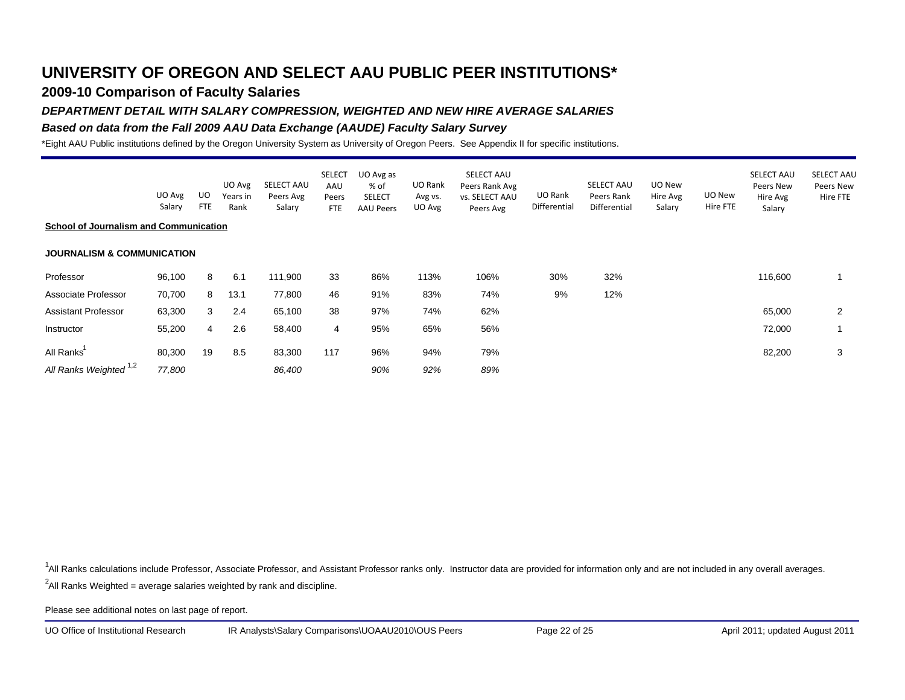# UNIVERSITY OF OREGON AND SELECT AAU PUBLIC PEER INSTITUTIONS*

## 2009-10 Comparison of Faculty Salaries

### *DEPARTMENT DETAIL WITH SALARY COMPRESSION, WEIGHTED AND NEW HIRE AVERAGE SALARIES*

### *Based on data from the Fall 2009 AAU Data Exchange (AAUDE) Faculty Salary Survey*

*Eight AAU Public institutions defined by the Oregon University System as University of Oregon Peers. See Appendix II for specific institutions.

| | UO Avg Salary | UO FTE | UO Avg Years in Rank | SELECT AAU Peers Avg Salary | SELECT AAU Peers FTE | UO Avg as % of SELECT AAU Peers | UO Rank Avg vs. UO Avg | SELECT AAU Peers Rank Avg vs. SELECT AAU Peers Avg | UO Rank Differential | SELECT AAU Peers Rank Differential | UO New Hire Avg Salary | UO New Hire FTE | SELECT AAU Peers New Hire Avg Salary | SELECT AAU Peers New Hire FTE |
|---|---|---|---|---|---|---|---|---|---|---|---|---|---|---|
| **School of Journalism and Communication** | | | | | | | | | | | | | | |
| **JOURNALISM & COMMUNICATION** | | | | | | | | | | | | | | |
| Professor | 96,100 | 8 | 6.1 | 111,900 | 33 | 86% | 113% | 106% | 30% | 32% | | | 116,600 | 1 |
| Associate Professor | 70,700 | 8 | 13.1 | 77,800 | 46 | 91% | 83% | 74% | 9% | 12% | | | | |
| Assistant Professor | 63,300 | 3 | 2.4 | 65,100 | 38 | 97% | 74% | 62% | | | | | 65,000 | 2 |
| Instructor | 55,200 | 4 | 2.6 | 58,400 | 4 | 95% | 65% | 56% | | | | | 72,000 | 1 |
| All Ranks[1] | 80,300 | 19 | 8.5 | 83,300 | 117 | 96% | 94% | 79% | | | | | 82,200 | 3 |
| *All Ranks Weighted [1,2]* | *77,800* | | | *86,400* | | *90%* | *92%* | *89%* | | | | | | |

[1]All Ranks calculations include Professor, Associate Professor, and Assistant Professor ranks only. Instructor data are provided for information only and are not included in any overall averages.

[2]All Ranks Weighted = average salaries weighted by rank and discipline.

Please see additional notes on last page of report.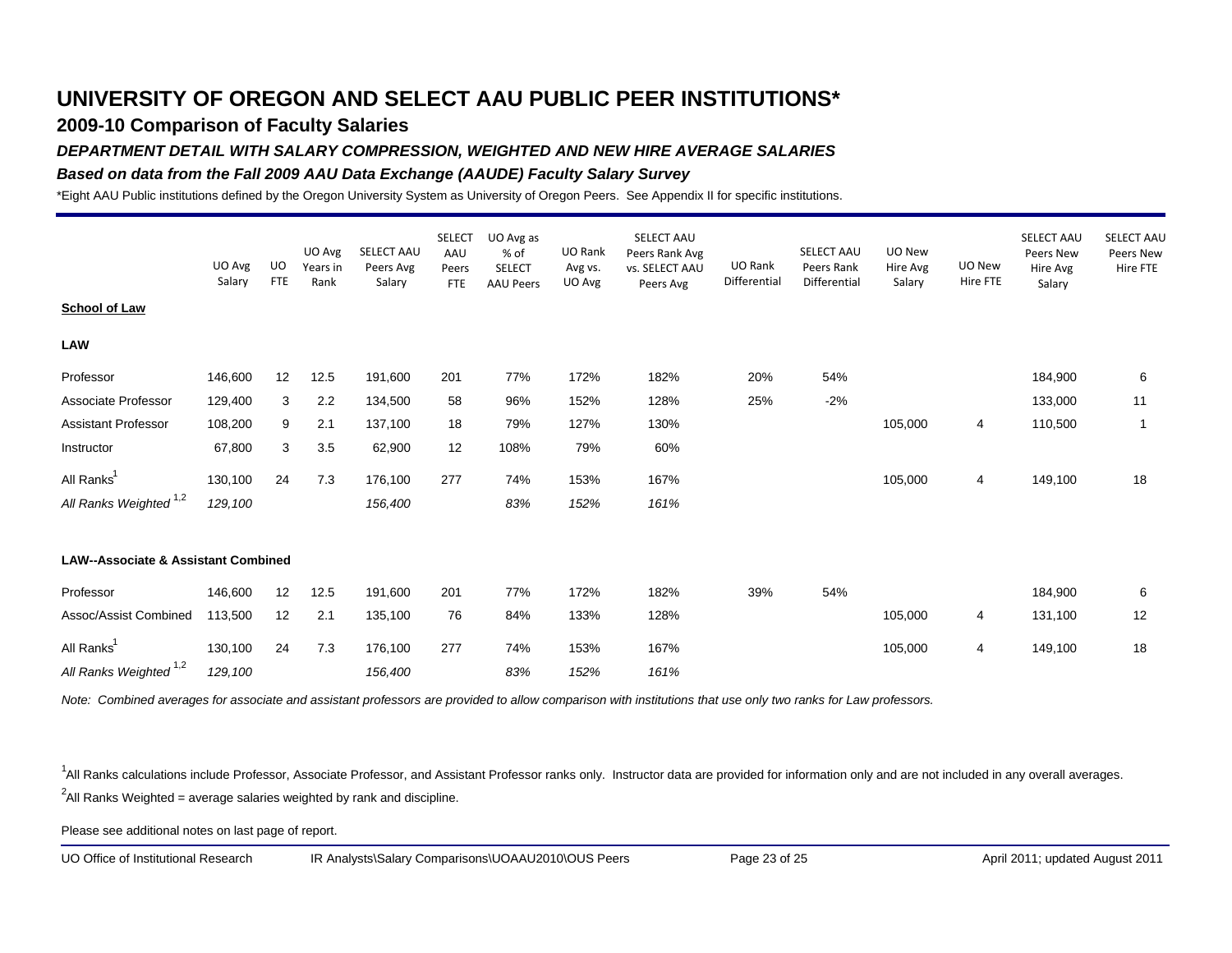# UNIVERSITY OF OREGON AND SELECT AAU PUBLIC PEER INSTITUTIONS*

## 2009-10 Comparison of Faculty Salaries

### *DEPARTMENT DETAIL WITH SALARY COMPRESSION, WEIGHTED AND NEW HIRE AVERAGE SALARIES*

### *Based on data from the Fall 2009 AAU Data Exchange (AAUDE) Faculty Salary Survey*

*Eight AAU Public institutions defined by the Oregon University System as University of Oregon Peers. See Appendix II for specific institutions.

| | UO Avg Salary | UO FTE | UO Avg Years in Rank | SELECT AAU Peers Avg Salary | SELECT AAU Peers FTE | UO Avg as % of SELECT AAU Peers | UO Rank Avg vs. UO Avg | SELECT AAU Peers Rank Avg vs. SELECT AAU Peers Avg | UO Rank Differential | SELECT AAU Peers Rank Differential | UO New Hire Avg Salary | UO New Hire FTE | SELECT AAU Peers New Hire Avg Salary | SELECT AAU Peers New Hire FTE |
|---|---|---|---|---|---|---|---|---|---|---|---|---|---|---|
| **School of Law** | | | | | | | | | | | | | | |
| **LAW** | | | | | | | | | | | | | | |
| Professor | 146,600 | 12 | 12.5 | 191,600 | 201 | 77% | 172% | 182% | 20% | 54% | | | 184,900 | 6 |
| Associate Professor | 129,400 | 3 | 2.2 | 134,500 | 58 | 96% | 152% | 128% | 25% | -2% | | | 133,000 | 11 |
| Assistant Professor | 108,200 | 9 | 2.1 | 137,100 | 18 | 79% | 127% | 130% | | | 105,000 | 4 | 110,500 | 1 |
| Instructor | 67,800 | 3 | 3.5 | 62,900 | 12 | 108% | 79% | 60% | | | | | | |
| All Ranks[1] | 130,100 | 24 | 7.3 | 176,100 | 277 | 74% | 153% | 167% | | | 105,000 | 4 | 149,100 | 18 |
| *All Ranks Weighted [1,2]* | *129,100* | | | *156,400* | | *83%* | *152%* | *161%* | | | | | | |
| **LAW--Associate & Assistant Combined** | | | | | | | | | | | | | | |
| Professor | 146,600 | 12 | 12.5 | 191,600 | 201 | 77% | 172% | 182% | 39% | 54% | | | 184,900 | 6 |
| Assoc/Assist Combined | 113,500 | 12 | 2.1 | 135,100 | 76 | 84% | 133% | 128% | | | 105,000 | 4 | 131,100 | 12 |
| All Ranks[1] | 130,100 | 24 | 7.3 | 176,100 | 277 | 74% | 153% | 167% | | | 105,000 | 4 | 149,100 | 18 |
| *All Ranks Weighted [1,2]* | *129,100* | | | *156,400* | | *83%* | *152%* | *161%* | | | | | | |

*Note: Combined averages for associate and assistant professors are provided to allow comparison with institutions that use only two ranks for Law professors.*

[1]All Ranks calculations include Professor, Associate Professor, and Assistant Professor ranks only. Instructor data are provided for information only and are not included in any overall averages.

[2]All Ranks Weighted = average salaries weighted by rank and discipline.

Please see additional notes on last page of report.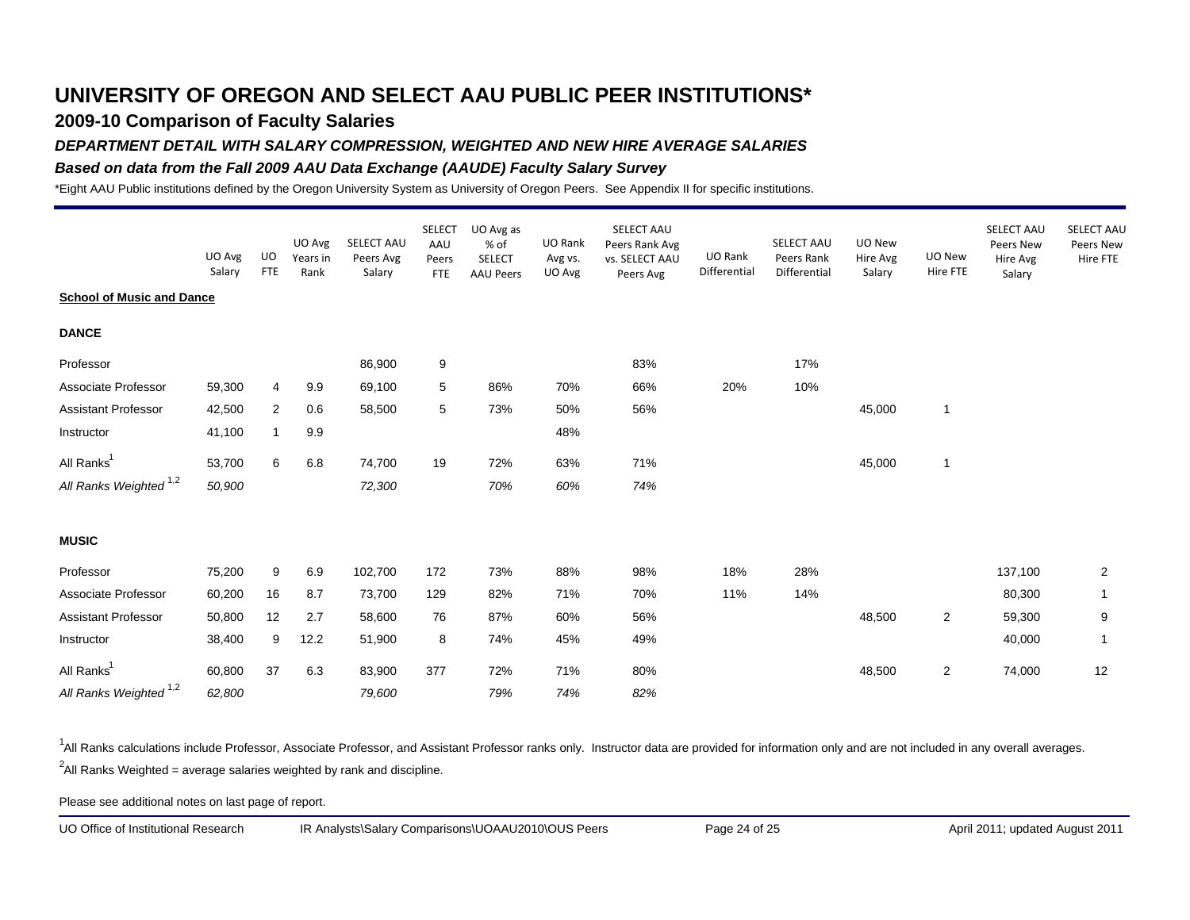# UNIVERSITY OF OREGON AND SELECT AAU PUBLIC PEER INSTITUTIONS*

## 2009-10 Comparison of Faculty Salaries

### *DEPARTMENT DETAIL WITH SALARY COMPRESSION, WEIGHTED AND NEW HIRE AVERAGE SALARIES*

### *Based on data from the Fall 2009 AAU Data Exchange (AAUDE) Faculty Salary Survey*

*Eight AAU Public institutions defined by the Oregon University System as University of Oregon Peers. See Appendix II for specific institutions.

| | UO Avg Salary | UO FTE | UO Avg Years in Rank | SELECT AAU Peers Avg Salary | SELECT AAU Peers FTE | UO Avg as % of SELECT AAU Peers | UO Rank Avg vs. UO Avg | SELECT AAU Peers Rank Avg vs. SELECT AAU Peers Avg | UO Rank Differential | SELECT AAU Peers Rank Differential | UO New Hire Avg Salary | UO New Hire FTE | SELECT AAU Peers New Hire Avg Salary | SELECT AAU Peers New Hire FTE |
|---|---|---|---|---|---|---|---|---|---|---|---|---|---|---|
| **School of Music and Dance** | | | | | | | | | | | | | | |
| **DANCE** | | | | | | | | | | | | | | |
| Professor | | | | 86,900 | 9 | | | 83% | | 17% | | | | |
| Associate Professor | 59,300 | 4 | 9.9 | 69,100 | 5 | 86% | 70% | 66% | 20% | 10% | | | | |
| Assistant Professor | 42,500 | 2 | 0.6 | 58,500 | 5 | 73% | 50% | 56% | | | 45,000 | 1 | | |
| Instructor | 41,100 | 1 | 9.9 | | | | 48% | | | | | | | |
| All Ranks[1] | 53,700 | 6 | 6.8 | 74,700 | 19 | 72% | 63% | 71% | | | 45,000 | 1 | | |
| *All Ranks Weighted [1,2]* | *50,900* | | | *72,300* | | *70%* | *60%* | *74%* | | | | | | |
| **MUSIC** | | | | | | | | | | | | | | |
| Professor | 75,200 | 9 | 6.9 | 102,700 | 172 | 73% | 88% | 98% | 18% | 28% | | | 137,100 | 2 |
| Associate Professor | 60,200 | 16 | 8.7 | 73,700 | 129 | 82% | 71% | 70% | 11% | 14% | | | 80,300 | 1 |
| Assistant Professor | 50,800 | 12 | 2.7 | 58,600 | 76 | 87% | 60% | 56% | | | 48,500 | 2 | 59,300 | 9 |
| Instructor | 38,400 | 9 | 12.2 | 51,900 | 8 | 74% | 45% | 49% | | | | | 40,000 | 1 |
| All Ranks[1] | 60,800 | 37 | 6.3 | 83,900 | 377 | 72% | 71% | 80% | | | 48,500 | 2 | 74,000 | 12 |
| *All Ranks Weighted [1,2]* | *62,800* | | | *79,600* | | *79%* | *74%* | *82%* | | | | | | |

[1]All Ranks calculations include Professor, Associate Professor, and Assistant Professor ranks only. Instructor data are provided for information only and are not included in any overall averages.

[2]All Ranks Weighted = average salaries weighted by rank and discipline.

Please see additional notes on last page of report.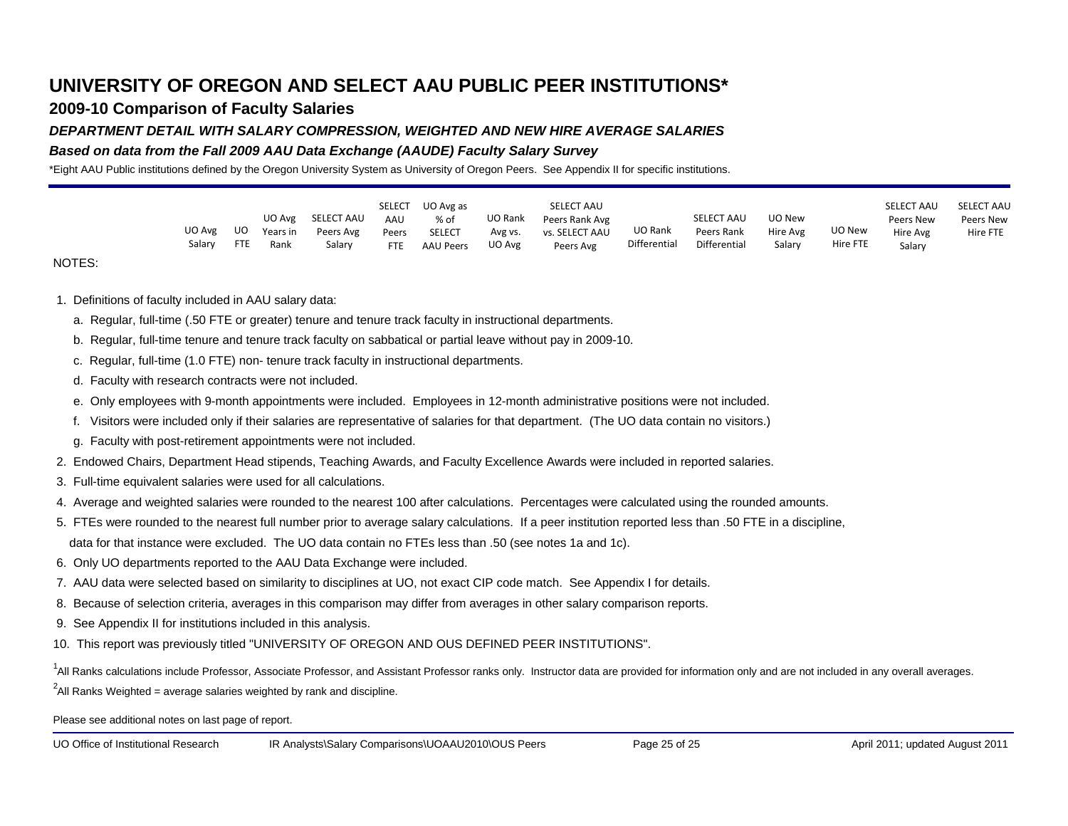# UNIVERSITY OF OREGON AND SELECT AAU PUBLIC PEER INSTITUTIONS*

## 2009-10 Comparison of Faculty Salaries

### *DEPARTMENT DETAIL WITH SALARY COMPRESSION, WEIGHTED AND NEW HIRE AVERAGE SALARIES*

### *Based on data from the Fall 2009 AAU Data Exchange (AAUDE) Faculty Salary Survey*

*Eight AAU Public institutions defined by the Oregon University System as University of Oregon Peers. See Appendix II for specific institutions.

| | UO Avg Salary | UO FTE | UO Avg Years in Rank | SELECT AAU Peers Avg Salary | SELECT AAU Peers FTE | UO Avg as % of SELECT AAU Peers | UO Rank Avg vs. UO Avg | SELECT AAU Peers Rank Avg vs. SELECT AAU Peers Avg | UO Rank Differential | SELECT AAU Peers Rank Differential | UO New Hire Avg Salary | UO New Hire FTE | SELECT AAU Peers New Hire Avg Salary | SELECT AAU Peers New Hire FTE |
|---|---|---|---|---|---|---|---|---|---|---|---|---|---|---|

NOTES:

1. Definitions of faculty included in AAU salary data:
   a. Regular, full-time (.50 FTE or greater) tenure and tenure track faculty in instructional departments.
   b. Regular, full-time tenure and tenure track faculty on sabbatical or partial leave without pay in 2009-10.
   c. Regular, full-time (1.0 FTE) non- tenure track faculty in instructional departments.
   d. Faculty with research contracts were not included.
   e. Only employees with 9-month appointments were included. Employees in 12-month administrative positions were not included.
   f. Visitors were included only if their salaries are representative of salaries for that department. (The UO data contain no visitors.)
   g. Faculty with post-retirement appointments were not included.
2. Endowed Chairs, Department Head stipends, Teaching Awards, and Faculty Excellence Awards were included in reported salaries.
3. Full-time equivalent salaries were used for all calculations.
4. Average and weighted salaries were rounded to the nearest 100 after calculations. Percentages were calculated using the rounded amounts.
5. FTEs were rounded to the nearest full number prior to average salary calculations. If a peer institution reported less than .50 FTE in a discipline, data for that instance were excluded. The UO data contain no FTEs less than .50 (see notes 1a and 1c).
6. Only UO departments reported to the AAU Data Exchange were included.
7. AAU data were selected based on similarity to disciplines at UO, not exact CIP code match. See Appendix I for details.
8. Because of selection criteria, averages in this comparison may differ from averages in other salary comparison reports.
9. See Appendix II for institutions included in this analysis.
10. This report was previously titled "UNIVERSITY OF OREGON AND OUS DEFINED PEER INSTITUTIONS".

[1]All Ranks calculations include Professor, Associate Professor, and Assistant Professor ranks only. Instructor data are provided for information only and are not included in any overall averages.

[2]All Ranks Weighted = average salaries weighted by rank and discipline.

Please see additional notes on last page of report.

UO Office of Institutional Research    IR Analysts\Salary Comparisons\UOAAU2010\OUS Peers    April 2011; updated August 2011